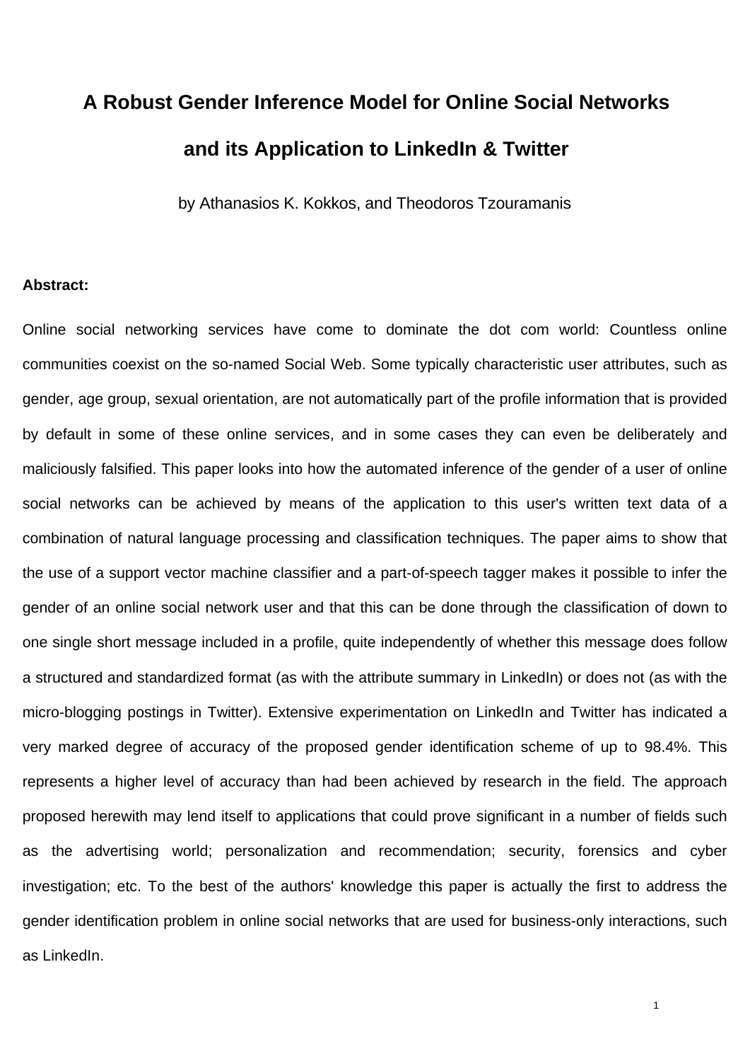# A Robust Gender Inference Model for Online Social Networks and its Application to LinkedIn & Twitter

by Athanasios K. Kokkos, and Theodoros Tzouramanis

**Abstract:**

Online social networking services have come to dominate the dot com world: Countless online communities coexist on the so-named Social Web. Some typically characteristic user attributes, such as gender, age group, sexual orientation, are not automatically part of the profile information that is provided by default in some of these online services, and in some cases they can even be deliberately and maliciously falsified. This paper looks into how the automated inference of the gender of a user of online social networks can be achieved by means of the application to this user's written text data of a combination of natural language processing and classification techniques. The paper aims to show that the use of a support vector machine classifier and a part-of-speech tagger makes it possible to infer the gender of an online social network user and that this can be done through the classification of down to one single short message included in a profile, quite independently of whether this message does follow a structured and standardized format (as with the attribute summary in LinkedIn) or does not (as with the micro-blogging postings in Twitter). Extensive experimentation on LinkedIn and Twitter has indicated a very marked degree of accuracy of the proposed gender identification scheme of up to 98.4%. This represents a higher level of accuracy than had been achieved by research in the field. The approach proposed herewith may lend itself to applications that could prove significant in a number of fields such as the advertising world; personalization and recommendation; security, forensics and cyber investigation; etc. To the best of the authors' knowledge this paper is actually the first to address the gender identification problem in online social networks that are used for business-only interactions, such as LinkedIn.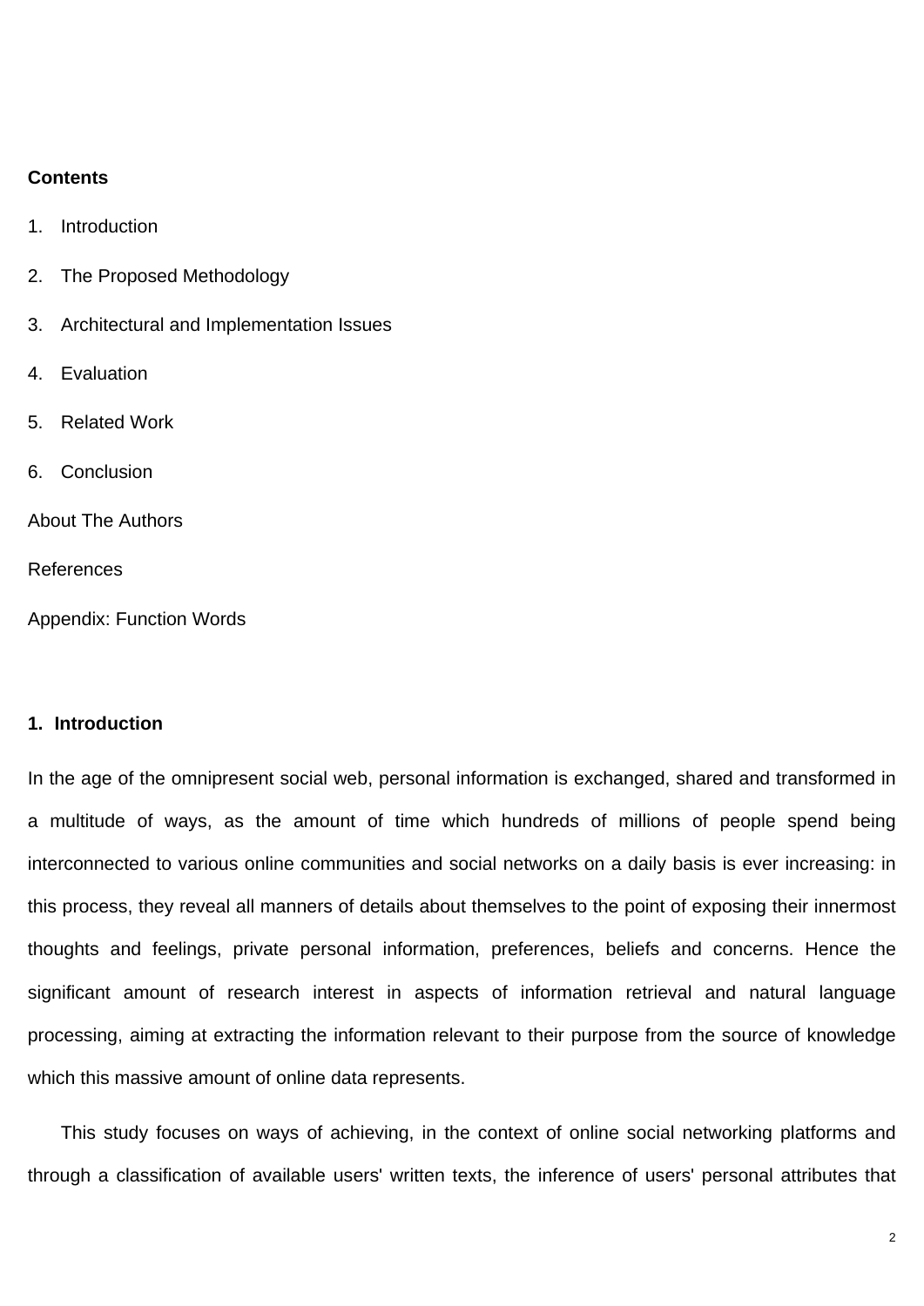**Contents**

1. Introduction
2. The Proposed Methodology
3. Architectural and Implementation Issues
4. Evaluation
5. Related Work
6. Conclusion

About The Authors

References

Appendix: Function Words

## 1. Introduction

In the age of the omnipresent social web, personal information is exchanged, shared and transformed in a multitude of ways, as the amount of time which hundreds of millions of people spend being interconnected to various online communities and social networks on a daily basis is ever increasing: in this process, they reveal all manners of details about themselves to the point of exposing their innermost thoughts and feelings, private personal information, preferences, beliefs and concerns. Hence the significant amount of research interest in aspects of information retrieval and natural language processing, aiming at extracting the information relevant to their purpose from the source of knowledge which this massive amount of online data represents.

This study focuses on ways of achieving, in the context of online social networking platforms and through a classification of available users' written texts, the inference of users' personal attributes that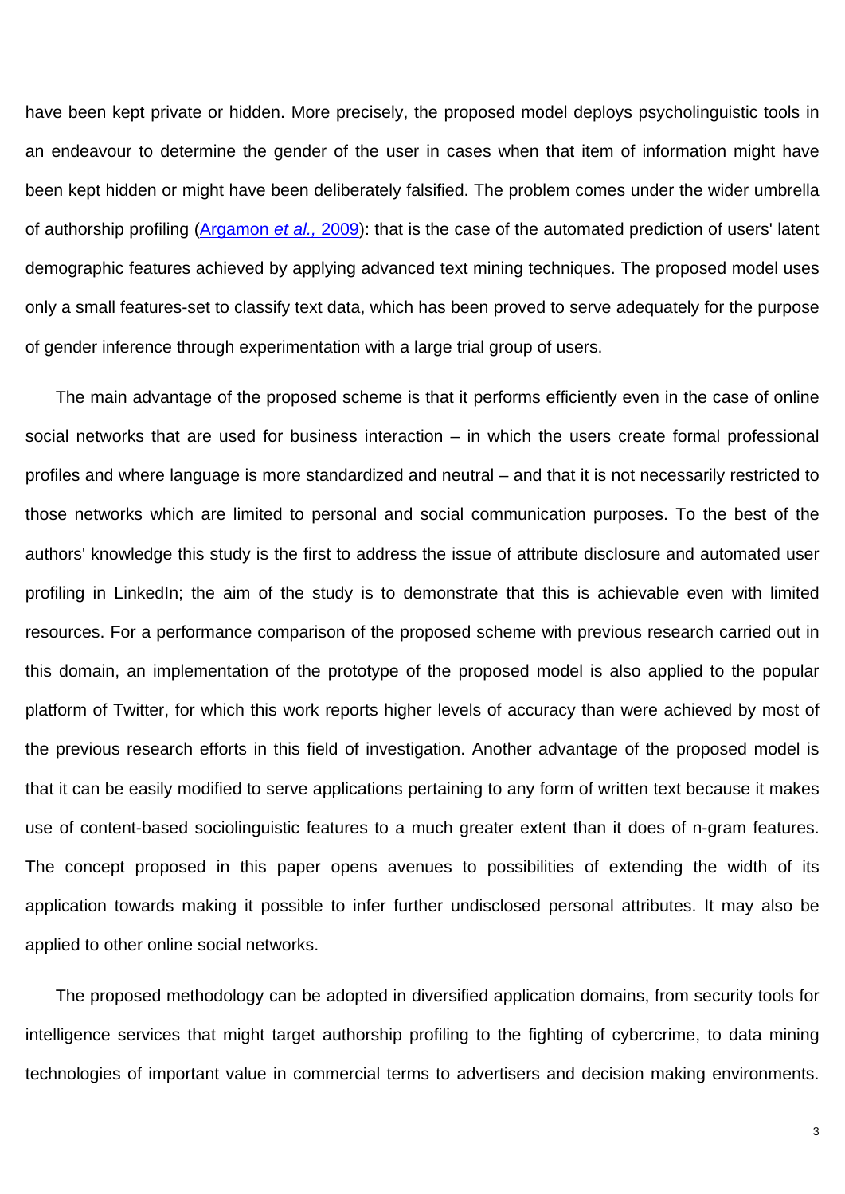have been kept private or hidden. More precisely, the proposed model deploys psycholinguistic tools in an endeavour to determine the gender of the user in cases when that item of information might have been kept hidden or might have been deliberately falsified. The problem comes under the wider umbrella of authorship profiling (Argamon *et al.,* 2009): that is the case of the automated prediction of users' latent demographic features achieved by applying advanced text mining techniques. The proposed model uses only a small features-set to classify text data, which has been proved to serve adequately for the purpose of gender inference through experimentation with a large trial group of users.

The main advantage of the proposed scheme is that it performs efficiently even in the case of online social networks that are used for business interaction – in which the users create formal professional profiles and where language is more standardized and neutral – and that it is not necessarily restricted to those networks which are limited to personal and social communication purposes. To the best of the authors' knowledge this study is the first to address the issue of attribute disclosure and automated user profiling in LinkedIn; the aim of the study is to demonstrate that this is achievable even with limited resources. For a performance comparison of the proposed scheme with previous research carried out in this domain, an implementation of the prototype of the proposed model is also applied to the popular platform of Twitter, for which this work reports higher levels of accuracy than were achieved by most of the previous research efforts in this field of investigation. Another advantage of the proposed model is that it can be easily modified to serve applications pertaining to any form of written text because it makes use of content-based sociolinguistic features to a much greater extent than it does of n-gram features. The concept proposed in this paper opens avenues to possibilities of extending the width of its application towards making it possible to infer further undisclosed personal attributes. It may also be applied to other online social networks.

The proposed methodology can be adopted in diversified application domains, from security tools for intelligence services that might target authorship profiling to the fighting of cybercrime, to data mining technologies of important value in commercial terms to advertisers and decision making environments.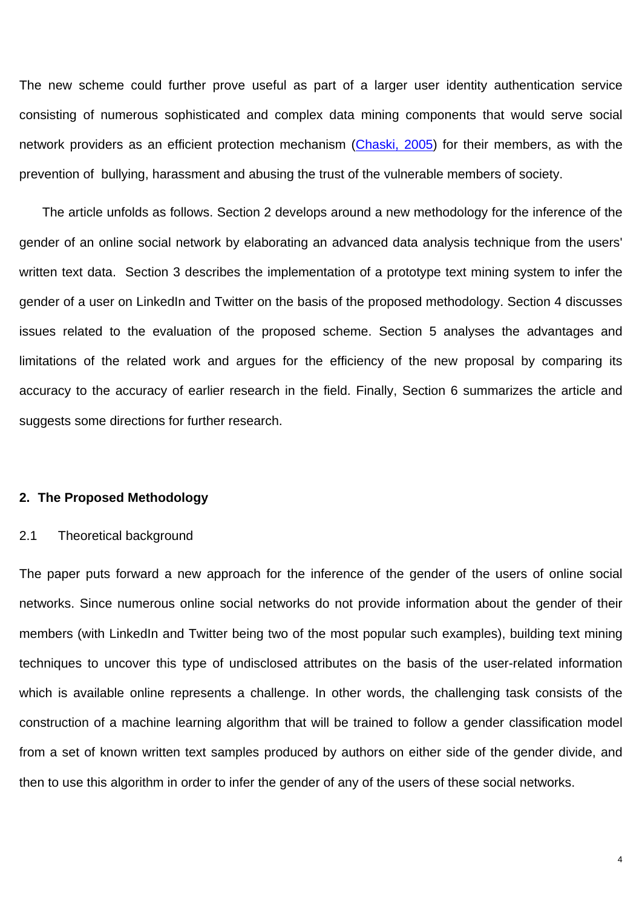The new scheme could further prove useful as part of a larger user identity authentication service consisting of numerous sophisticated and complex data mining components that would serve social network providers as an efficient protection mechanism (Chaski, 2005) for their members, as with the prevention of bullying, harassment and abusing the trust of the vulnerable members of society.

The article unfolds as follows. Section 2 develops around a new methodology for the inference of the gender of an online social network by elaborating an advanced data analysis technique from the users' written text data. Section 3 describes the implementation of a prototype text mining system to infer the gender of a user on LinkedIn and Twitter on the basis of the proposed methodology. Section 4 discusses issues related to the evaluation of the proposed scheme. Section 5 analyses the advantages and limitations of the related work and argues for the efficiency of the new proposal by comparing its accuracy to the accuracy of earlier research in the field. Finally, Section 6 summarizes the article and suggests some directions for further research.

## 2. The Proposed Methodology

### 2.1 Theoretical background

The paper puts forward a new approach for the inference of the gender of the users of online social networks. Since numerous online social networks do not provide information about the gender of their members (with LinkedIn and Twitter being two of the most popular such examples), building text mining techniques to uncover this type of undisclosed attributes on the basis of the user-related information which is available online represents a challenge. In other words, the challenging task consists of the construction of a machine learning algorithm that will be trained to follow a gender classification model from a set of known written text samples produced by authors on either side of the gender divide, and then to use this algorithm in order to infer the gender of any of the users of these social networks.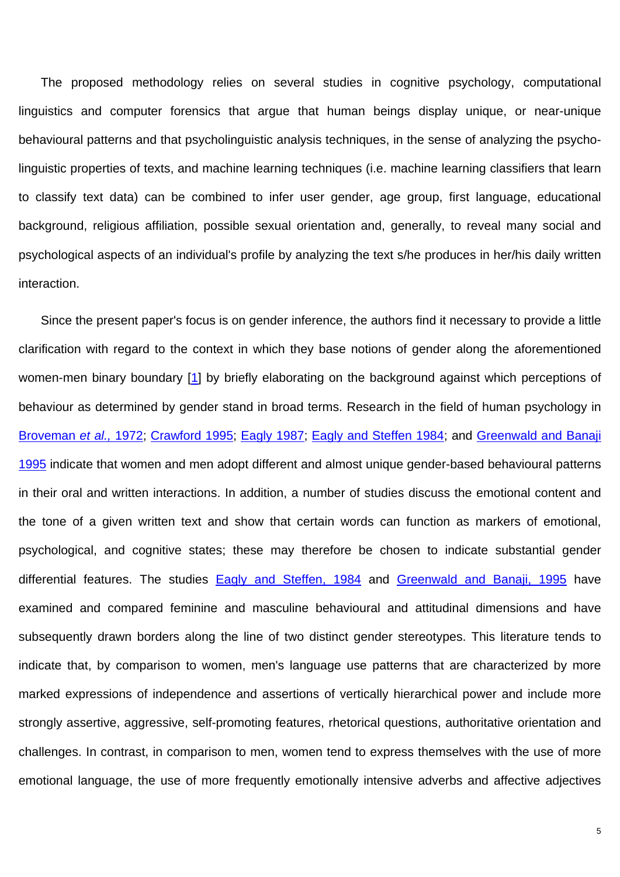The proposed methodology relies on several studies in cognitive psychology, computational linguistics and computer forensics that argue that human beings display unique, or near-unique behavioural patterns and that psycholinguistic analysis techniques, in the sense of analyzing the psycho-linguistic properties of texts, and machine learning techniques (i.e. machine learning classifiers that learn to classify text data) can be combined to infer user gender, age group, first language, educational background, religious affiliation, possible sexual orientation and, generally, to reveal many social and psychological aspects of an individual's profile by analyzing the text s/he produces in her/his daily written interaction.

Since the present paper's focus is on gender inference, the authors find it necessary to provide a little clarification with regard to the context in which they base notions of gender along the aforementioned women-men binary boundary [1] by briefly elaborating on the background against which perceptions of behaviour as determined by gender stand in broad terms. Research in the field of human psychology in Broveman *et al.,* 1972; Crawford 1995; Eagly 1987; Eagly and Steffen 1984; and Greenwald and Banaji 1995 indicate that women and men adopt different and almost unique gender-based behavioural patterns in their oral and written interactions. In addition, a number of studies discuss the emotional content and the tone of a given written text and show that certain words can function as markers of emotional, psychological, and cognitive states; these may therefore be chosen to indicate substantial gender differential features. The studies Eagly and Steffen, 1984 and Greenwald and Banaji, 1995 have examined and compared feminine and masculine behavioural and attitudinal dimensions and have subsequently drawn borders along the line of two distinct gender stereotypes. This literature tends to indicate that, by comparison to women, men's language use patterns that are characterized by more marked expressions of independence and assertions of vertically hierarchical power and include more strongly assertive, aggressive, self-promoting features, rhetorical questions, authoritative orientation and challenges. In contrast, in comparison to men, women tend to express themselves with the use of more emotional language, the use of more frequently emotionally intensive adverbs and affective adjectives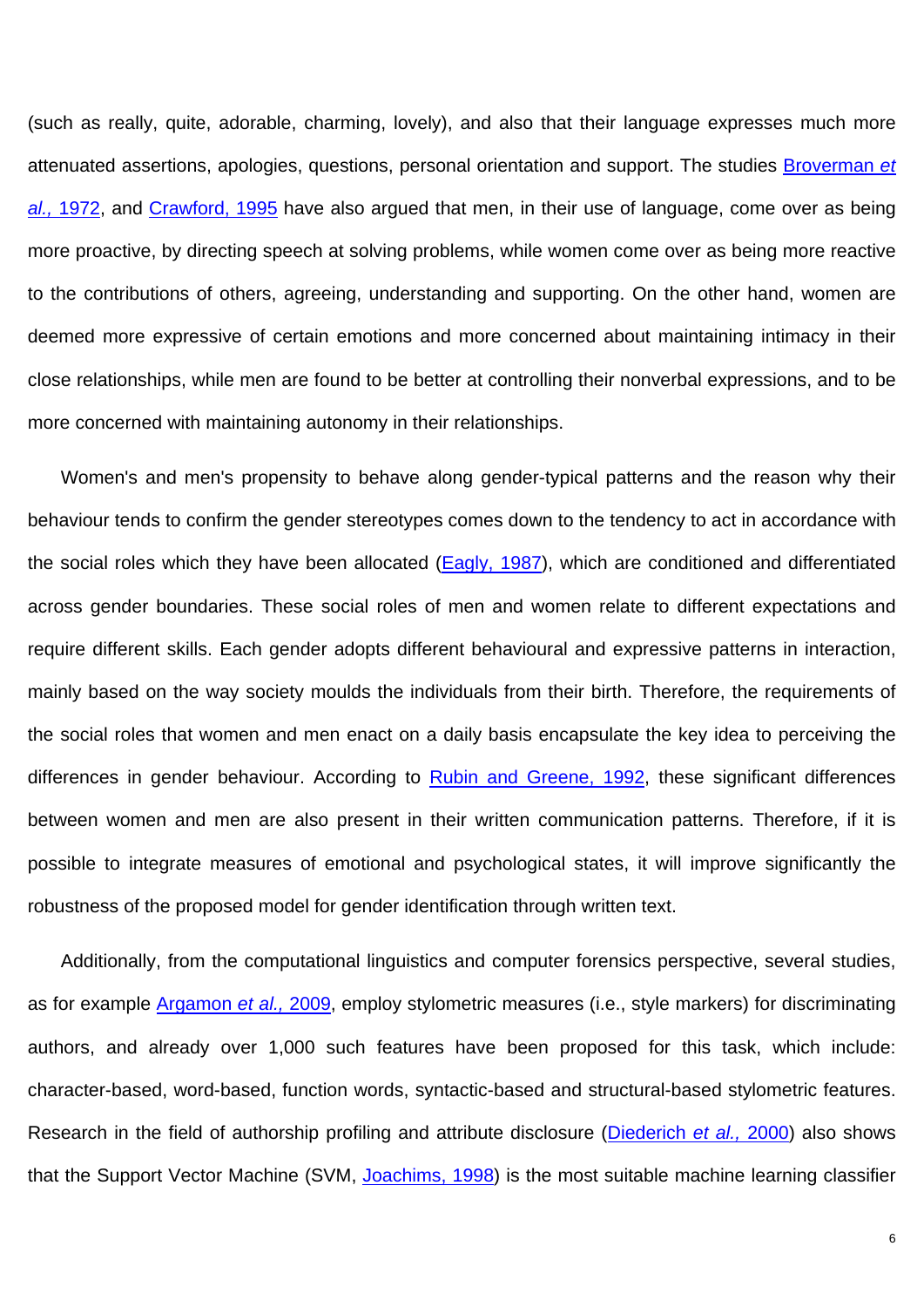(such as really, quite, adorable, charming, lovely), and also that their language expresses much more attenuated assertions, apologies, questions, personal orientation and support. The studies [Broverman *et al.,* 1972](), and [Crawford, 1995]() have also argued that men, in their use of language, come over as being more proactive, by directing speech at solving problems, while women come over as being more reactive to the contributions of others, agreeing, understanding and supporting. On the other hand, women are deemed more expressive of certain emotions and more concerned about maintaining intimacy in their close relationships, while men are found to be better at controlling their nonverbal expressions, and to be more concerned with maintaining autonomy in their relationships.

Women's and men's propensity to behave along gender-typical patterns and the reason why their behaviour tends to confirm the gender stereotypes comes down to the tendency to act in accordance with the social roles which they have been allocated ([Eagly, 1987]()), which are conditioned and differentiated across gender boundaries. These social roles of men and women relate to different expectations and require different skills. Each gender adopts different behavioural and expressive patterns in interaction, mainly based on the way society moulds the individuals from their birth. Therefore, the requirements of the social roles that women and men enact on a daily basis encapsulate the key idea to perceiving the differences in gender behaviour. According to [Rubin and Greene, 1992](), these significant differences between women and men are also present in their written communication patterns. Therefore, if it is possible to integrate measures of emotional and psychological states, it will improve significantly the robustness of the proposed model for gender identification through written text.

Additionally, from the computational linguistics and computer forensics perspective, several studies, as for example [Argamon *et al.,* 2009](), employ stylometric measures (i.e., style markers) for discriminating authors, and already over 1,000 such features have been proposed for this task, which include: character-based, word-based, function words, syntactic-based and structural-based stylometric features. Research in the field of authorship profiling and attribute disclosure ([Diederich *et al.,* 2000]()) also shows that the Support Vector Machine (SVM, [Joachims, 1998]()) is the most suitable machine learning classifier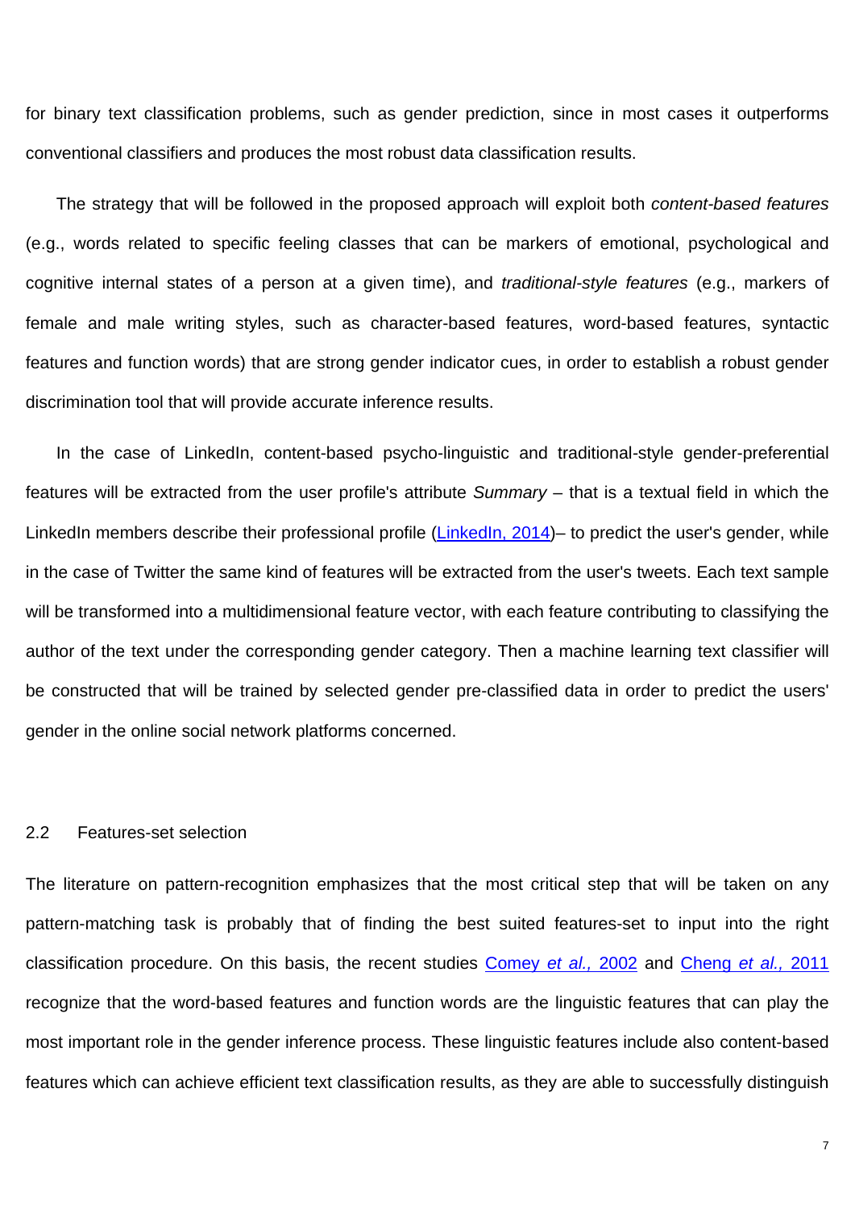for binary text classification problems, such as gender prediction, since in most cases it outperforms conventional classifiers and produces the most robust data classification results.

The strategy that will be followed in the proposed approach will exploit both *content-based features* (e.g., words related to specific feeling classes that can be markers of emotional, psychological and cognitive internal states of a person at a given time), and *traditional-style features* (e.g., markers of female and male writing styles, such as character-based features, word-based features, syntactic features and function words) that are strong gender indicator cues, in order to establish a robust gender discrimination tool that will provide accurate inference results.

In the case of LinkedIn, content-based psycho-linguistic and traditional-style gender-preferential features will be extracted from the user profile's attribute *Summary* – that is a textual field in which the LinkedIn members describe their professional profile (LinkedIn, 2014)– to predict the user's gender, while in the case of Twitter the same kind of features will be extracted from the user's tweets. Each text sample will be transformed into a multidimensional feature vector, with each feature contributing to classifying the author of the text under the corresponding gender category. Then a machine learning text classifier will be constructed that will be trained by selected gender pre-classified data in order to predict the users' gender in the online social network platforms concerned.

## 2.2 Features-set selection

The literature on pattern-recognition emphasizes that the most critical step that will be taken on any pattern-matching task is probably that of finding the best suited features-set to input into the right classification procedure. On this basis, the recent studies Comey *et al.,* 2002 and Cheng *et al.,* 2011 recognize that the word-based features and function words are the linguistic features that can play the most important role in the gender inference process. These linguistic features include also content-based features which can achieve efficient text classification results, as they are able to successfully distinguish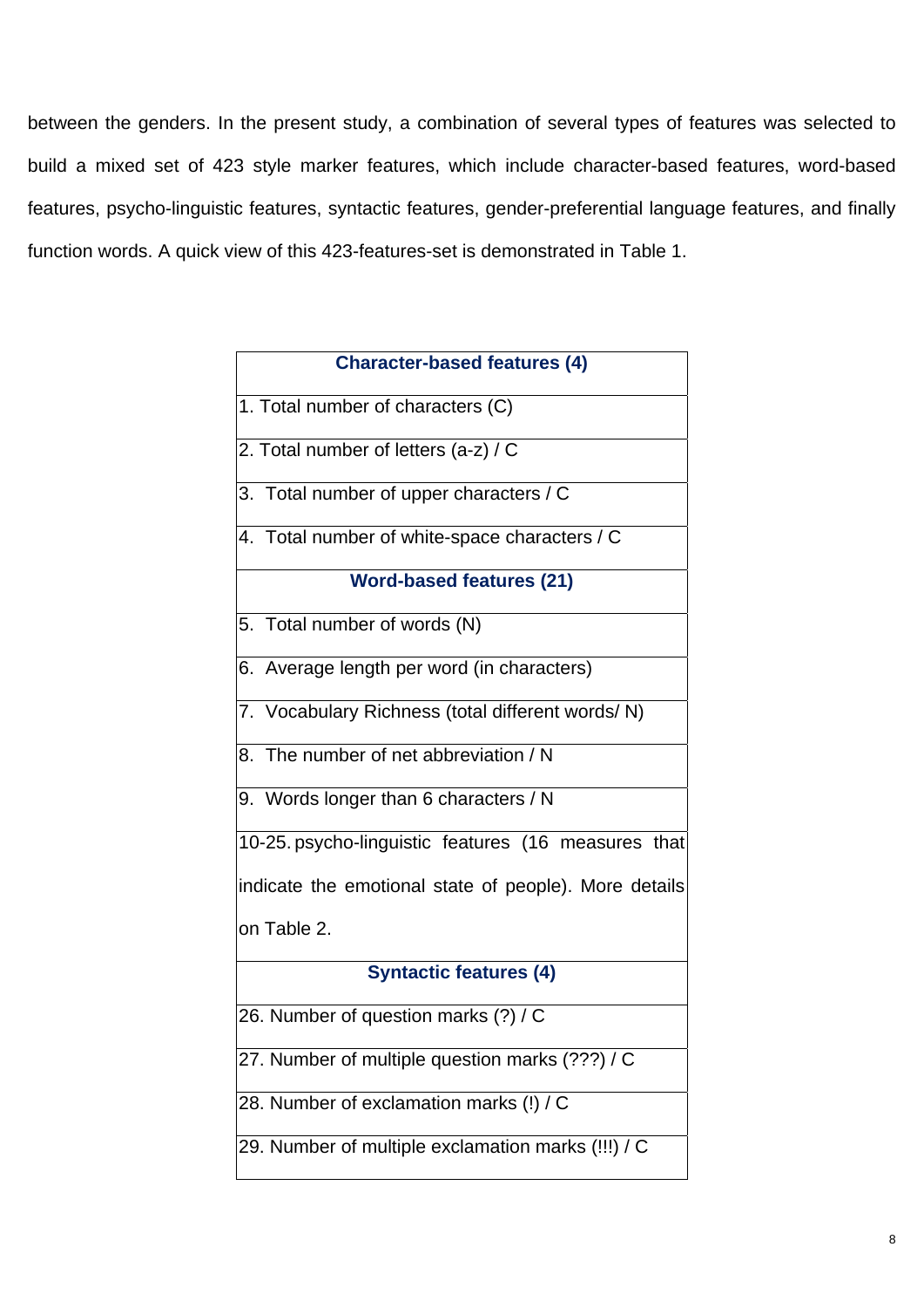between the genders. In the present study, a combination of several types of features was selected to build a mixed set of 423 style marker features, which include character-based features, word-based features, psycho-linguistic features, syntactic features, gender-preferential language features, and finally function words. A quick view of this 423-features-set is demonstrated in Table 1.

| **Character-based features (4)** |
|---|
| 1. Total number of characters (C) |
| 2. Total number of letters (a-z) / C |
| 3. Total number of upper characters / C |
| 4. Total number of white-space characters / C |
| **Word-based features (21)** |
| 5. Total number of words (N) |
| 6. Average length per word (in characters) |
| 7. Vocabulary Richness (total different words/ N) |
| 8. The number of net abbreviation / N |
| 9. Words longer than 6 characters / N |
| 10-25. psycho-linguistic features (16 measures that indicate the emotional state of people). More details on Table 2. |
| **Syntactic features (4)** |
| 26. Number of question marks (?) / C |
| 27. Number of multiple question marks (???) / C |
| 28. Number of exclamation marks (!) / C |
| 29. Number of multiple exclamation marks (!!!) / C |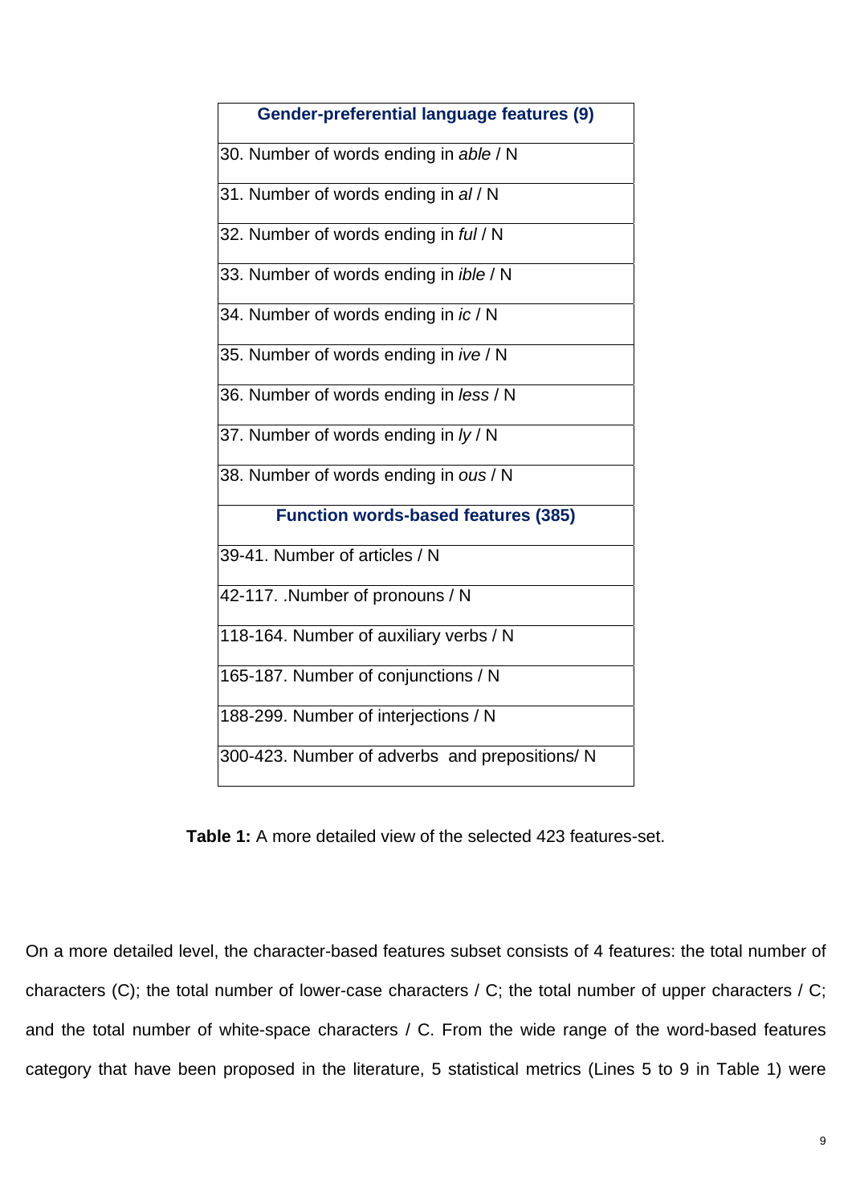| **Gender-preferential language features (9)** |
|---|
| 30. Number of words ending in *able* / N |
| 31. Number of words ending in *al* / N |
| 32. Number of words ending in *ful* / N |
| 33. Number of words ending in *ible* / N |
| 34. Number of words ending in *ic* / N |
| 35. Number of words ending in *ive* / N |
| 36. Number of words ending in *less* / N |
| 37. Number of words ending in *ly* / N |
| 38. Number of words ending in *ous* / N |
| **Function words-based features (385)** |
| 39-41. Number of articles / N |
| 42-117. .Number of pronouns / N |
| 118-164. Number of auxiliary verbs / N |
| 165-187. Number of conjunctions / N |
| 188-299. Number of interjections / N |
| 300-423. Number of adverbs and prepositions/ N |

**Table 1:** A more detailed view of the selected 423 features-set.

On a more detailed level, the character-based features subset consists of 4 features: the total number of characters (C); the total number of lower-case characters / C; the total number of upper characters / C; and the total number of white-space characters / C. From the wide range of the word-based features category that have been proposed in the literature, 5 statistical metrics (Lines 5 to 9 in Table 1) were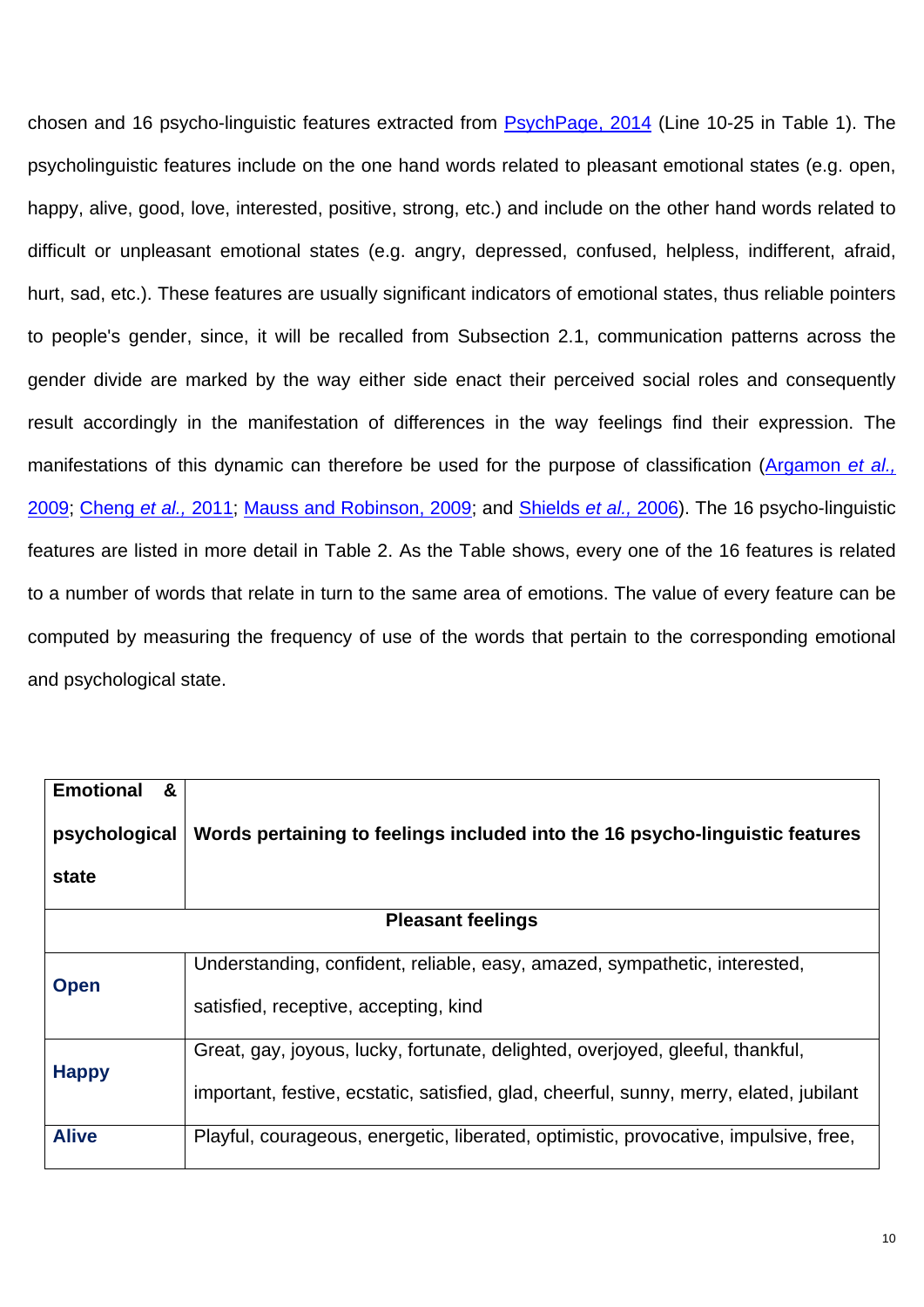chosen and 16 psycho-linguistic features extracted from PsychPage, 2014 (Line 10-25 in Table 1). The psycholinguistic features include on the one hand words related to pleasant emotional states (e.g. open, happy, alive, good, love, interested, positive, strong, etc.) and include on the other hand words related to difficult or unpleasant emotional states (e.g. angry, depressed, confused, helpless, indifferent, afraid, hurt, sad, etc.). These features are usually significant indicators of emotional states, thus reliable pointers to people's gender, since, it will be recalled from Subsection 2.1, communication patterns across the gender divide are marked by the way either side enact their perceived social roles and consequently result accordingly in the manifestation of differences in the way feelings find their expression. The manifestations of this dynamic can therefore be used for the purpose of classification (Argamon *et al.,* 2009; Cheng *et al.,* 2011; Mauss and Robinson, 2009; and Shields *et al.,* 2006). The 16 psycho-linguistic features are listed in more detail in Table 2. As the Table shows, every one of the 16 features is related to a number of words that relate in turn to the same area of emotions. The value of every feature can be computed by measuring the frequency of use of the words that pertain to the corresponding emotional and psychological state.

| **Emotional & psychological state** | **Words pertaining to feelings included into the 16 psycho-linguistic features** |
|---|---|
| **Pleasant feelings** | |
| **Open** | Understanding, confident, reliable, easy, amazed, sympathetic, interested, satisfied, receptive, accepting, kind |
| **Happy** | Great, gay, joyous, lucky, fortunate, delighted, overjoyed, gleeful, thankful, important, festive, ecstatic, satisfied, glad, cheerful, sunny, merry, elated, jubilant |
| **Alive** | Playful, courageous, energetic, liberated, optimistic, provocative, impulsive, free, |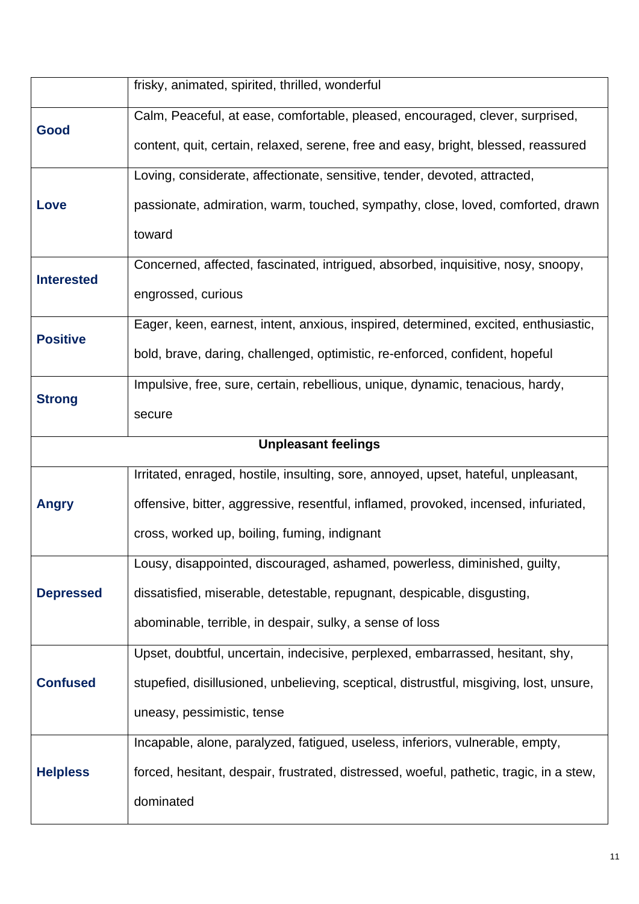| | |
|---|---|
| | frisky, animated, spirited, thrilled, wonderful |
| **Good** | Calm, Peaceful, at ease, comfortable, pleased, encouraged, clever, surprised, content, quit, certain, relaxed, serene, free and easy, bright, blessed, reassured |
| **Love** | Loving, considerate, affectionate, sensitive, tender, devoted, attracted, passionate, admiration, warm, touched, sympathy, close, loved, comforted, drawn toward |
| **Interested** | Concerned, affected, fascinated, intrigued, absorbed, inquisitive, nosy, snoopy, engrossed, curious |
| **Positive** | Eager, keen, earnest, intent, anxious, inspired, determined, excited, enthusiastic, bold, brave, daring, challenged, optimistic, re-enforced, confident, hopeful |
| **Strong** | Impulsive, free, sure, certain, rebellious, unique, dynamic, tenacious, hardy, secure |
| **Unpleasant feelings** | |
| **Angry** | Irritated, enraged, hostile, insulting, sore, annoyed, upset, hateful, unpleasant, offensive, bitter, aggressive, resentful, inflamed, provoked, incensed, infuriated, cross, worked up, boiling, fuming, indignant |
| **Depressed** | Lousy, disappointed, discouraged, ashamed, powerless, diminished, guilty, dissatisfied, miserable, detestable, repugnant, despicable, disgusting, abominable, terrible, in despair, sulky, a sense of loss |
| **Confused** | Upset, doubtful, uncertain, indecisive, perplexed, embarrassed, hesitant, shy, stupefied, disillusioned, unbelieving, sceptical, distrustful, misgiving, lost, unsure, uneasy, pessimistic, tense |
| **Helpless** | Incapable, alone, paralyzed, fatigued, useless, inferiors, vulnerable, empty, forced, hesitant, despair, frustrated, distressed, woeful, pathetic, tragic, in a stew, dominated |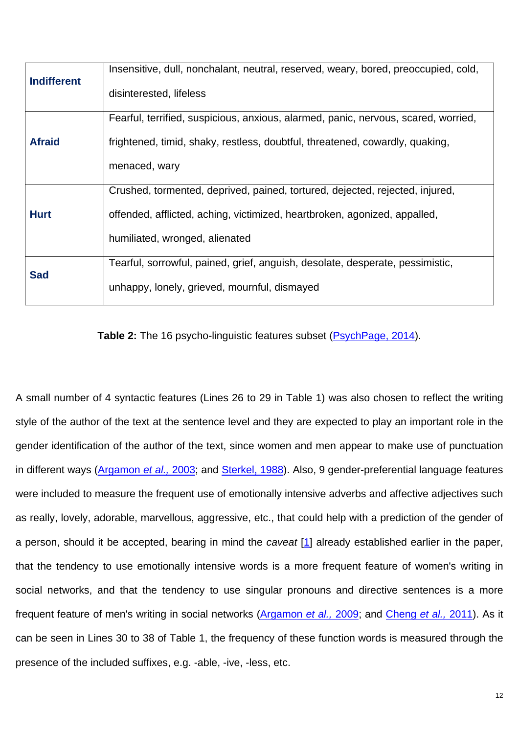| | |
|---|---|
| **Indifferent** | Insensitive, dull, nonchalant, neutral, reserved, weary, bored, preoccupied, cold, disinterested, lifeless |
| **Afraid** | Fearful, terrified, suspicious, anxious, alarmed, panic, nervous, scared, worried, frightened, timid, shaky, restless, doubtful, threatened, cowardly, quaking, menaced, wary |
| **Hurt** | Crushed, tormented, deprived, pained, tortured, dejected, rejected, injured, offended, afflicted, aching, victimized, heartbroken, agonized, appalled, humiliated, wronged, alienated |
| **Sad** | Tearful, sorrowful, pained, grief, anguish, desolate, desperate, pessimistic, unhappy, lonely, grieved, mournful, dismayed |

**Table 2:** The 16 psycho-linguistic features subset (PsychPage, 2014).

A small number of 4 syntactic features (Lines 26 to 29 in Table 1) was also chosen to reflect the writing style of the author of the text at the sentence level and they are expected to play an important role in the gender identification of the author of the text, since women and men appear to make use of punctuation in different ways (Argamon *et al.,* 2003; and Sterkel, 1988). Also, 9 gender-preferential language features were included to measure the frequent use of emotionally intensive adverbs and affective adjectives such as really, lovely, adorable, marvellous, aggressive, etc., that could help with a prediction of the gender of a person, should it be accepted, bearing in mind the *caveat* [1] already established earlier in the paper, that the tendency to use emotionally intensive words is a more frequent feature of women's writing in social networks, and that the tendency to use singular pronouns and directive sentences is a more frequent feature of men's writing in social networks (Argamon *et al.,* 2009; and Cheng *et al.,* 2011). As it can be seen in Lines 30 to 38 of Table 1, the frequency of these function words is measured through the presence of the included suffixes, e.g. -able, -ive, -less, etc.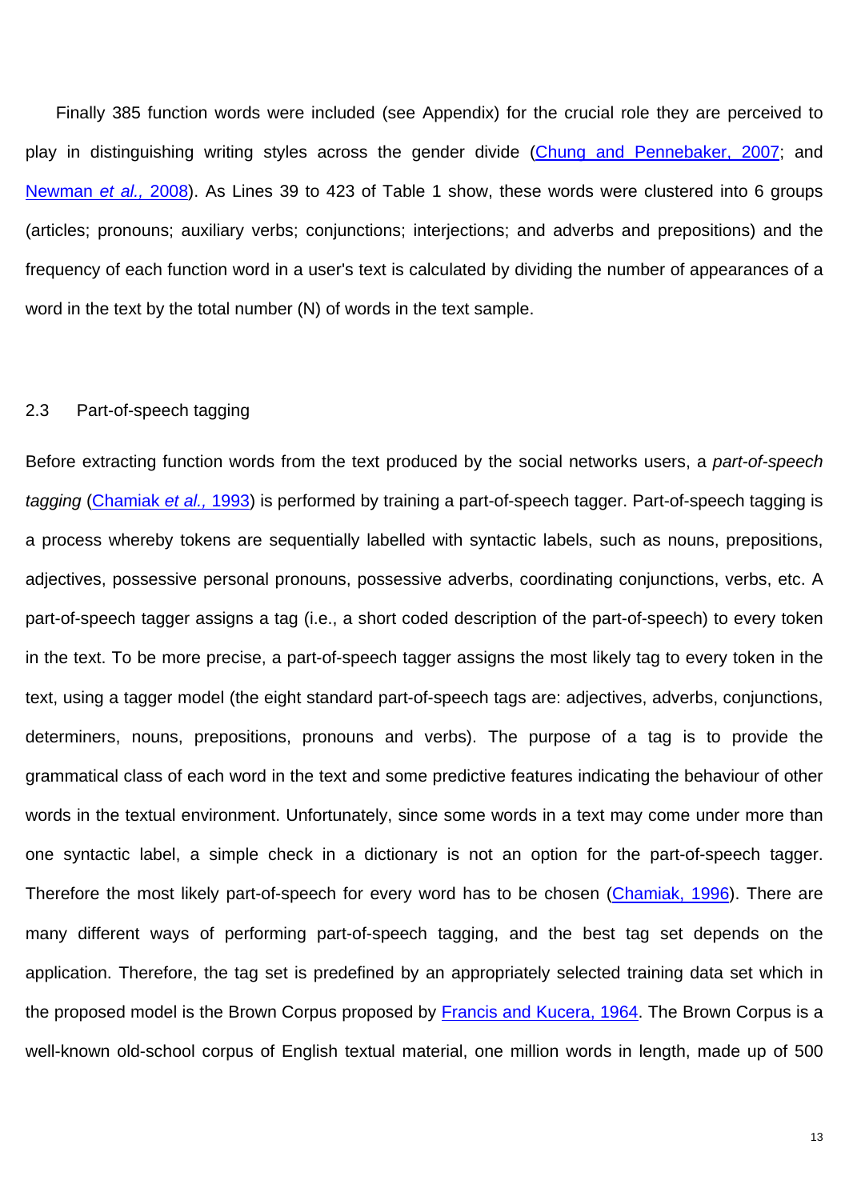Finally 385 function words were included (see Appendix) for the crucial role they are perceived to play in distinguishing writing styles across the gender divide (Chung and Pennebaker, 2007; and Newman *et al.,* 2008). As Lines 39 to 423 of Table 1 show, these words were clustered into 6 groups (articles; pronouns; auxiliary verbs; conjunctions; interjections; and adverbs and prepositions) and the frequency of each function word in a user's text is calculated by dividing the number of appearances of a word in the text by the total number (N) of words in the text sample.

### 2.3 Part-of-speech tagging

Before extracting function words from the text produced by the social networks users, a *part-of-speech tagging* (Chamiak *et al.,* 1993) is performed by training a part-of-speech tagger. Part-of-speech tagging is a process whereby tokens are sequentially labelled with syntactic labels, such as nouns, prepositions, adjectives, possessive personal pronouns, possessive adverbs, coordinating conjunctions, verbs, etc. A part-of-speech tagger assigns a tag (i.e., a short coded description of the part-of-speech) to every token in the text. To be more precise, a part-of-speech tagger assigns the most likely tag to every token in the text, using a tagger model (the eight standard part-of-speech tags are: adjectives, adverbs, conjunctions, determiners, nouns, prepositions, pronouns and verbs). The purpose of a tag is to provide the grammatical class of each word in the text and some predictive features indicating the behaviour of other words in the textual environment. Unfortunately, since some words in a text may come under more than one syntactic label, a simple check in a dictionary is not an option for the part-of-speech tagger. Therefore the most likely part-of-speech for every word has to be chosen (Chamiak, 1996). There are many different ways of performing part-of-speech tagging, and the best tag set depends on the application. Therefore, the tag set is predefined by an appropriately selected training data set which in the proposed model is the Brown Corpus proposed by Francis and Kucera, 1964. The Brown Corpus is a well-known old-school corpus of English textual material, one million words in length, made up of 500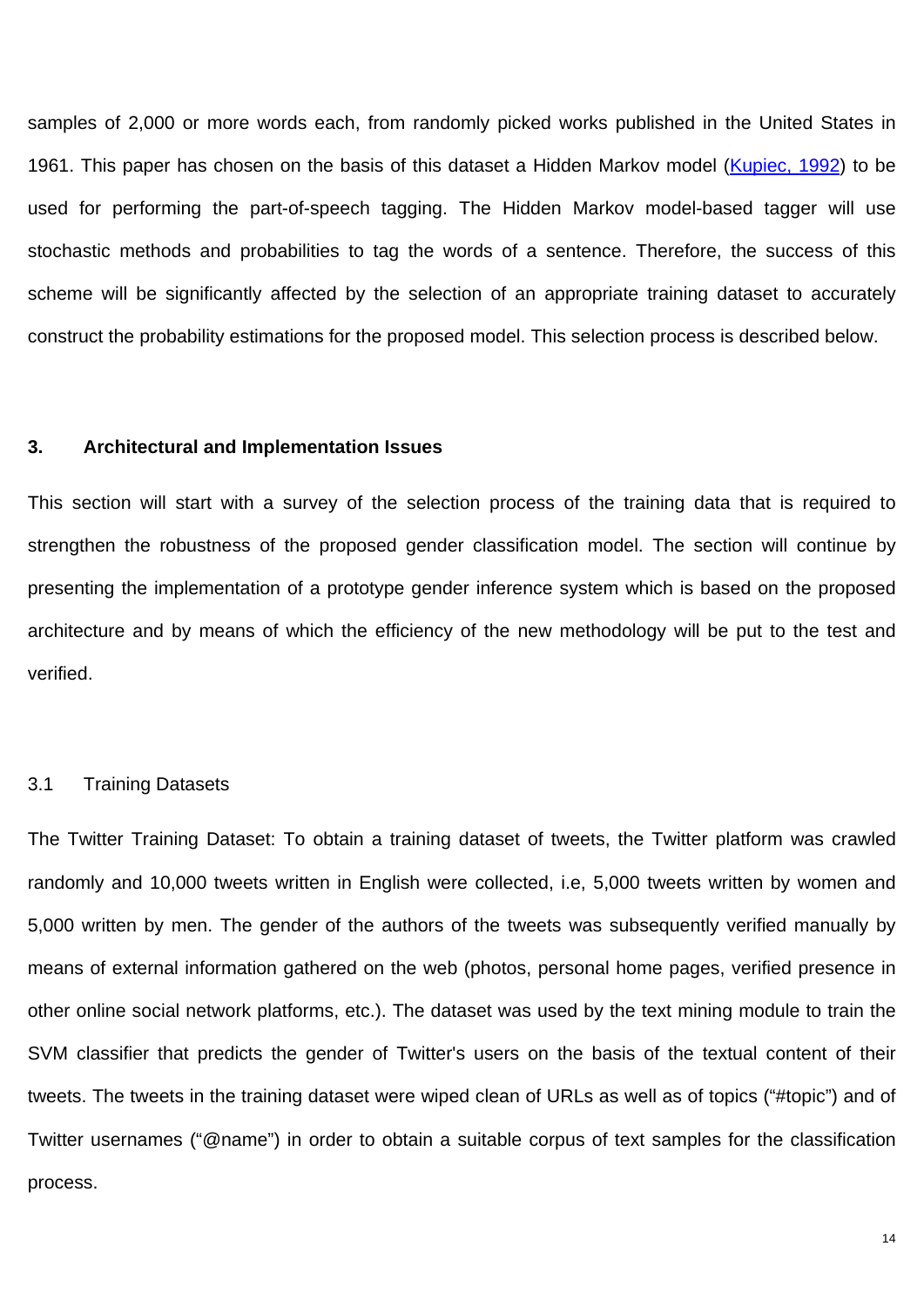samples of 2,000 or more words each, from randomly picked works published in the United States in 1961. This paper has chosen on the basis of this dataset a Hidden Markov model (Kupiec, 1992) to be used for performing the part-of-speech tagging. The Hidden Markov model-based tagger will use stochastic methods and probabilities to tag the words of a sentence. Therefore, the success of this scheme will be significantly affected by the selection of an appropriate training dataset to accurately construct the probability estimations for the proposed model. This selection process is described below.

## 3. Architectural and Implementation Issues

This section will start with a survey of the selection process of the training data that is required to strengthen the robustness of the proposed gender classification model. The section will continue by presenting the implementation of a prototype gender inference system which is based on the proposed architecture and by means of which the efficiency of the new methodology will be put to the test and verified.

### 3.1 Training Datasets

The Twitter Training Dataset: To obtain a training dataset of tweets, the Twitter platform was crawled randomly and 10,000 tweets written in English were collected, i.e, 5,000 tweets written by women and 5,000 written by men. The gender of the authors of the tweets was subsequently verified manually by means of external information gathered on the web (photos, personal home pages, verified presence in other online social network platforms, etc.). The dataset was used by the text mining module to train the SVM classifier that predicts the gender of Twitter's users on the basis of the textual content of their tweets. The tweets in the training dataset were wiped clean of URLs as well as of topics (“#topic”) and of Twitter usernames (“@name”) in order to obtain a suitable corpus of text samples for the classification process.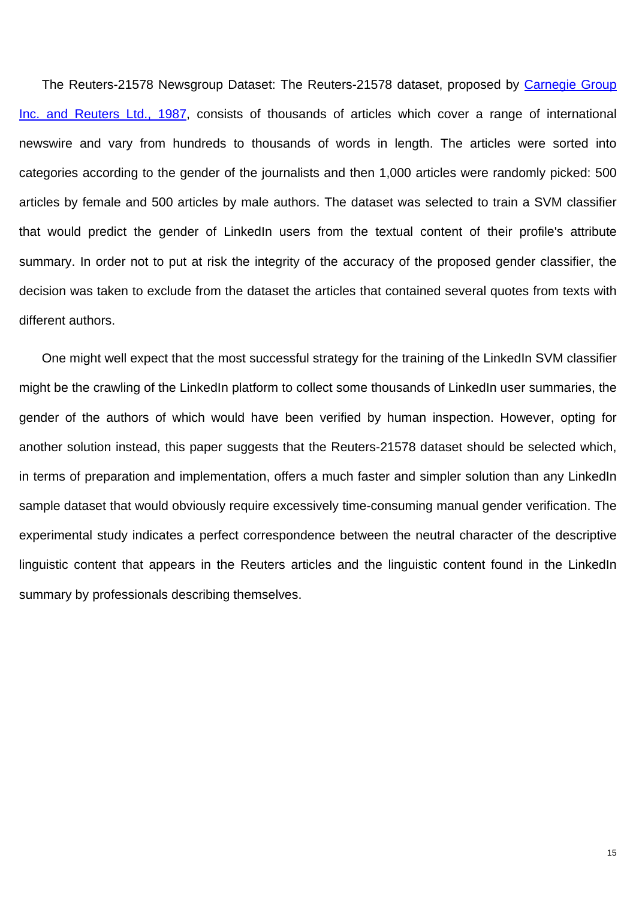The Reuters-21578 Newsgroup Dataset: The Reuters-21578 dataset, proposed by Carnegie Group Inc. and Reuters Ltd., 1987, consists of thousands of articles which cover a range of international newswire and vary from hundreds to thousands of words in length. The articles were sorted into categories according to the gender of the journalists and then 1,000 articles were randomly picked: 500 articles by female and 500 articles by male authors. The dataset was selected to train a SVM classifier that would predict the gender of LinkedIn users from the textual content of their profile's attribute summary. In order not to put at risk the integrity of the accuracy of the proposed gender classifier, the decision was taken to exclude from the dataset the articles that contained several quotes from texts with different authors.

One might well expect that the most successful strategy for the training of the LinkedIn SVM classifier might be the crawling of the LinkedIn platform to collect some thousands of LinkedIn user summaries, the gender of the authors of which would have been verified by human inspection. However, opting for another solution instead, this paper suggests that the Reuters-21578 dataset should be selected which, in terms of preparation and implementation, offers a much faster and simpler solution than any LinkedIn sample dataset that would obviously require excessively time-consuming manual gender verification. The experimental study indicates a perfect correspondence between the neutral character of the descriptive linguistic content that appears in the Reuters articles and the linguistic content found in the LinkedIn summary by professionals describing themselves.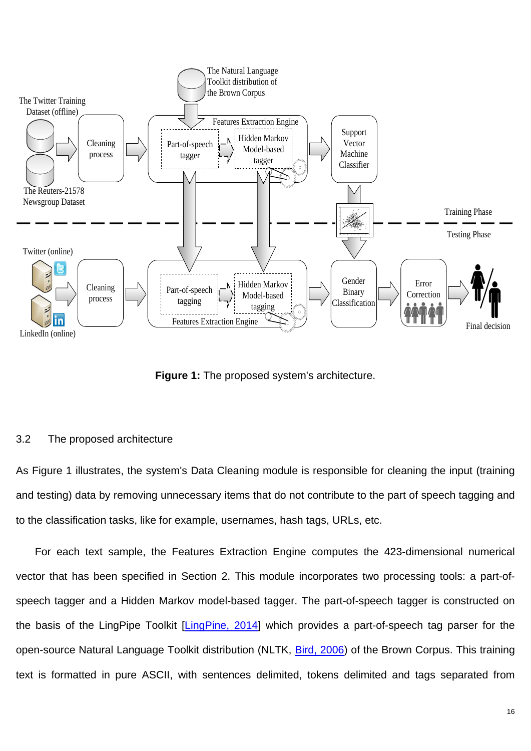**Figure 1:** The proposed system's architecture.

### 3.2 The proposed architecture

As Figure 1 illustrates, the system's Data Cleaning module is responsible for cleaning the input (training and testing) data by removing unnecessary items that do not contribute to the part of speech tagging and to the classification tasks, like for example, usernames, hash tags, URLs, etc.

For each text sample, the Features Extraction Engine computes the 423-dimensional numerical vector that has been specified in Section 2. This module incorporates two processing tools: a part-of-speech tagger and a Hidden Markov model-based tagger. The part-of-speech tagger is constructed on the basis of the LingPipe Toolkit [LingPine, 2014] which provides a part-of-speech tag parser for the open-source Natural Language Toolkit distribution (NLTK, Bird, 2006) of the Brown Corpus. This training text is formatted in pure ASCII, with sentences delimited, tokens delimited and tags separated from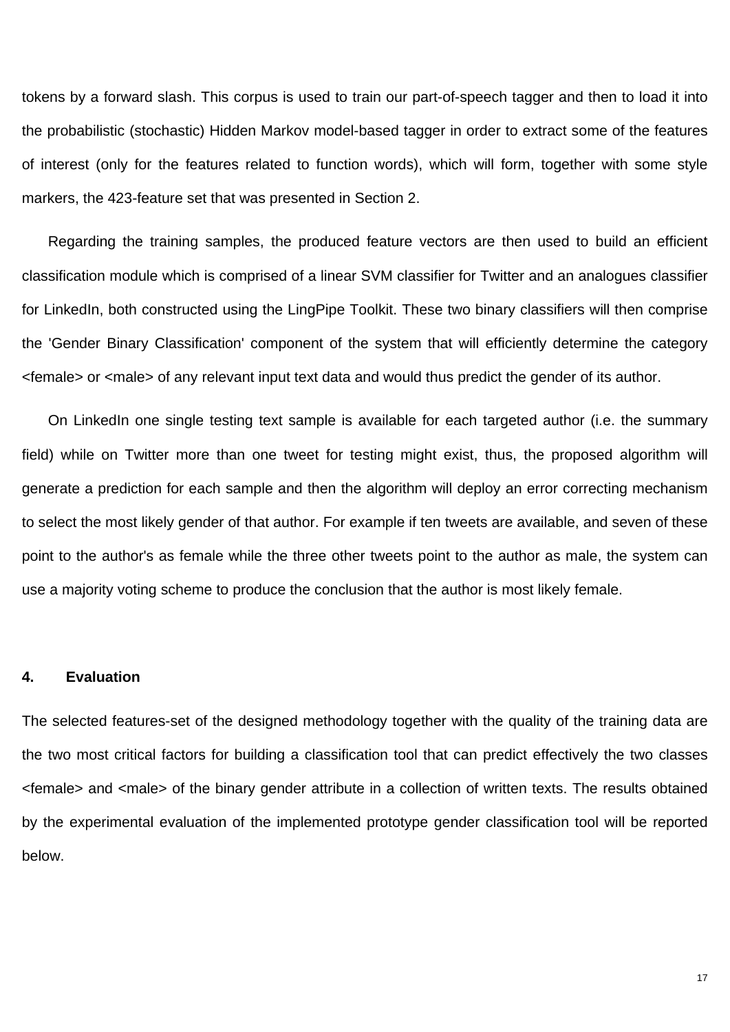tokens by a forward slash. This corpus is used to train our part-of-speech tagger and then to load it into the probabilistic (stochastic) Hidden Markov model-based tagger in order to extract some of the features of interest (only for the features related to function words), which will form, together with some style markers, the 423-feature set that was presented in Section 2.

Regarding the training samples, the produced feature vectors are then used to build an efficient classification module which is comprised of a linear SVM classifier for Twitter and an analogues classifier for LinkedIn, both constructed using the LingPipe Toolkit. These two binary classifiers will then comprise the 'Gender Binary Classification' component of the system that will efficiently determine the category <female> or <male> of any relevant input text data and would thus predict the gender of its author.

On LinkedIn one single testing text sample is available for each targeted author (i.e. the summary field) while on Twitter more than one tweet for testing might exist, thus, the proposed algorithm will generate a prediction for each sample and then the algorithm will deploy an error correcting mechanism to select the most likely gender of that author. For example if ten tweets are available, and seven of these point to the author's as female while the three other tweets point to the author as male, the system can use a majority voting scheme to produce the conclusion that the author is most likely female.

## 4. Evaluation

The selected features-set of the designed methodology together with the quality of the training data are the two most critical factors for building a classification tool that can predict effectively the two classes <female> and <male> of the binary gender attribute in a collection of written texts. The results obtained by the experimental evaluation of the implemented prototype gender classification tool will be reported below.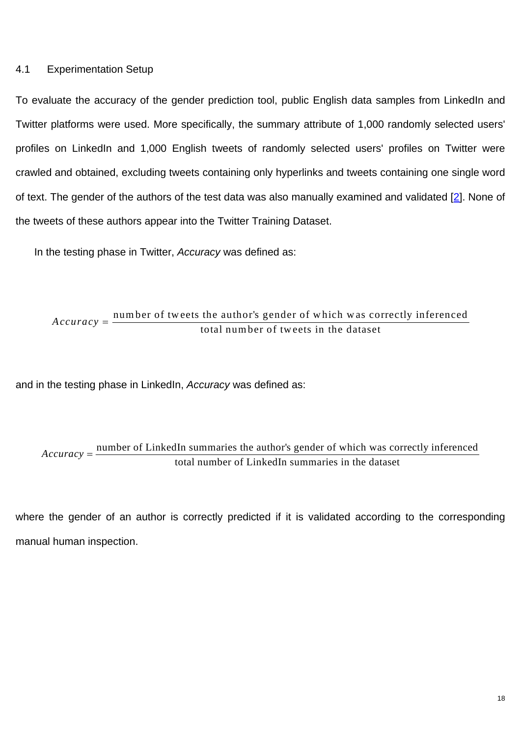### 4.1 Experimentation Setup

To evaluate the accuracy of the gender prediction tool, public English data samples from LinkedIn and Twitter platforms were used. More specifically, the summary attribute of 1,000 randomly selected users' profiles on LinkedIn and 1,000 English tweets of randomly selected users' profiles on Twitter were crawled and obtained, excluding tweets containing only hyperlinks and tweets containing one single word of text. The gender of the authors of the test data was also manually examined and validated [2]. None of the tweets of these authors appear into the Twitter Training Dataset.

In the testing phase in Twitter, *Accuracy* was defined as:

$$Accuracy = \frac{\text{number of tweets the author's gender of which was correctly inferenced}}{\text{total number of tweets in the dataset}}$$

and in the testing phase in LinkedIn, *Accuracy* was defined as:

$$Accuracy = \frac{\text{number of LinkedIn summaries the author's gender of which was correctly inferenced}}{\text{total number of LinkedIn summaries in the dataset}}$$

where the gender of an author is correctly predicted if it is validated according to the corresponding manual human inspection.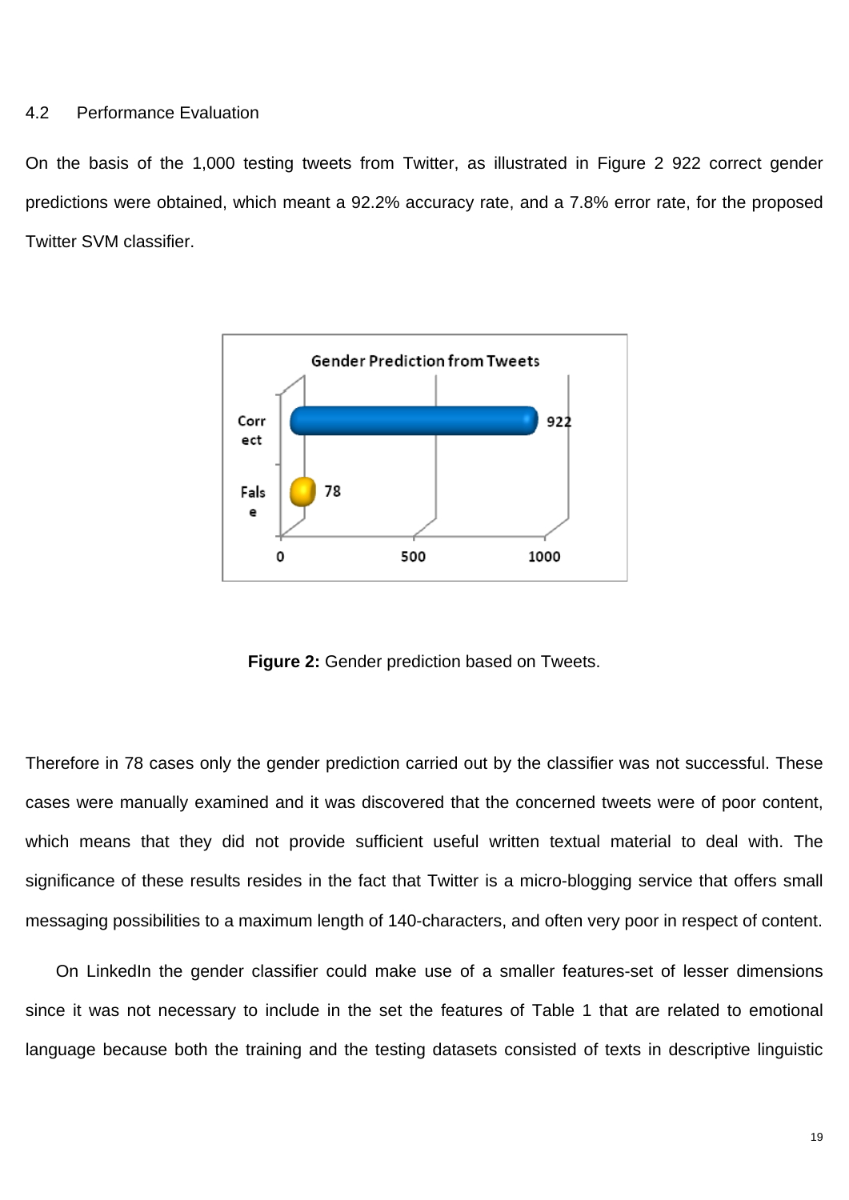### 4.2 Performance Evaluation

On the basis of the 1,000 testing tweets from Twitter, as illustrated in Figure 2 922 correct gender predictions were obtained, which meant a 92.2% accuracy rate, and a 7.8% error rate, for the proposed Twitter SVM classifier.

**Figure 2:** Gender prediction based on Tweets.

Therefore in 78 cases only the gender prediction carried out by the classifier was not successful. These cases were manually examined and it was discovered that the concerned tweets were of poor content, which means that they did not provide sufficient useful written textual material to deal with. The significance of these results resides in the fact that Twitter is a micro-blogging service that offers small messaging possibilities to a maximum length of 140-characters, and often very poor in respect of content.

On LinkedIn the gender classifier could make use of a smaller features-set of lesser dimensions since it was not necessary to include in the set the features of Table 1 that are related to emotional language because both the training and the testing datasets consisted of texts in descriptive linguistic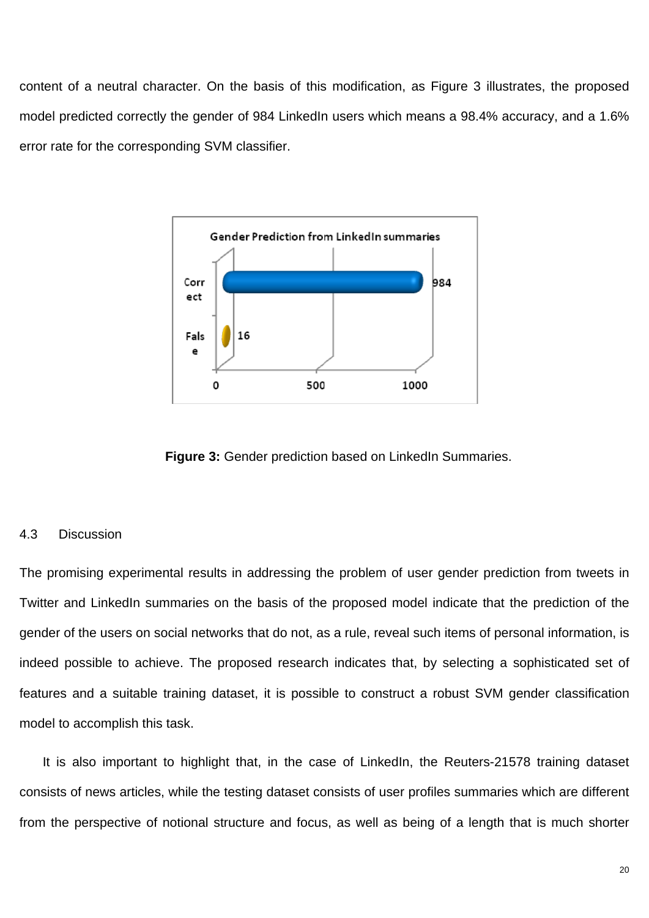content of a neutral character. On the basis of this modification, as Figure 3 illustrates, the proposed model predicted correctly the gender of 984 LinkedIn users which means a 98.4% accuracy, and a 1.6% error rate for the corresponding SVM classifier.

**Figure 3:** Gender prediction based on LinkedIn Summaries.

### 4.3 Discussion

The promising experimental results in addressing the problem of user gender prediction from tweets in Twitter and LinkedIn summaries on the basis of the proposed model indicate that the prediction of the gender of the users on social networks that do not, as a rule, reveal such items of personal information, is indeed possible to achieve. The proposed research indicates that, by selecting a sophisticated set of features and a suitable training dataset, it is possible to construct a robust SVM gender classification model to accomplish this task.

It is also important to highlight that, in the case of LinkedIn, the Reuters-21578 training dataset consists of news articles, while the testing dataset consists of user profiles summaries which are different from the perspective of notional structure and focus, as well as being of a length that is much shorter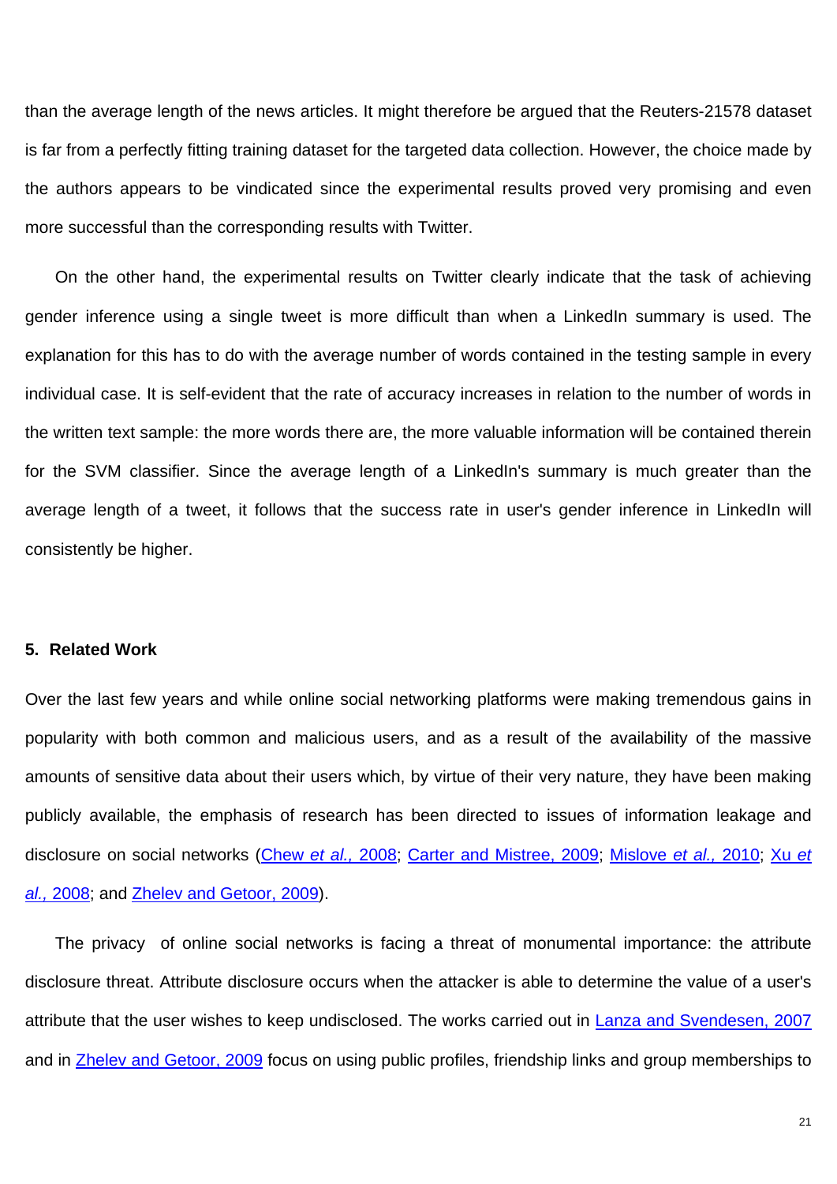than the average length of the news articles. It might therefore be argued that the Reuters-21578 dataset is far from a perfectly fitting training dataset for the targeted data collection. However, the choice made by the authors appears to be vindicated since the experimental results proved very promising and even more successful than the corresponding results with Twitter.

On the other hand, the experimental results on Twitter clearly indicate that the task of achieving gender inference using a single tweet is more difficult than when a LinkedIn summary is used. The explanation for this has to do with the average number of words contained in the testing sample in every individual case. It is self-evident that the rate of accuracy increases in relation to the number of words in the written text sample: the more words there are, the more valuable information will be contained therein for the SVM classifier. Since the average length of a LinkedIn's summary is much greater than the average length of a tweet, it follows that the success rate in user's gender inference in LinkedIn will consistently be higher.

## 5. Related Work

Over the last few years and while online social networking platforms were making tremendous gains in popularity with both common and malicious users, and as a result of the availability of the massive amounts of sensitive data about their users which, by virtue of their very nature, they have been making publicly available, the emphasis of research has been directed to issues of information leakage and disclosure on social networks (Chew *et al.,* 2008; Carter and Mistree, 2009; Mislove *et al.,* 2010; Xu *et al.,* 2008; and Zhelev and Getoor, 2009).

The privacy of online social networks is facing a threat of monumental importance: the attribute disclosure threat. Attribute disclosure occurs when the attacker is able to determine the value of a user's attribute that the user wishes to keep undisclosed. The works carried out in Lanza and Svendesen, 2007 and in Zhelev and Getoor, 2009 focus on using public profiles, friendship links and group memberships to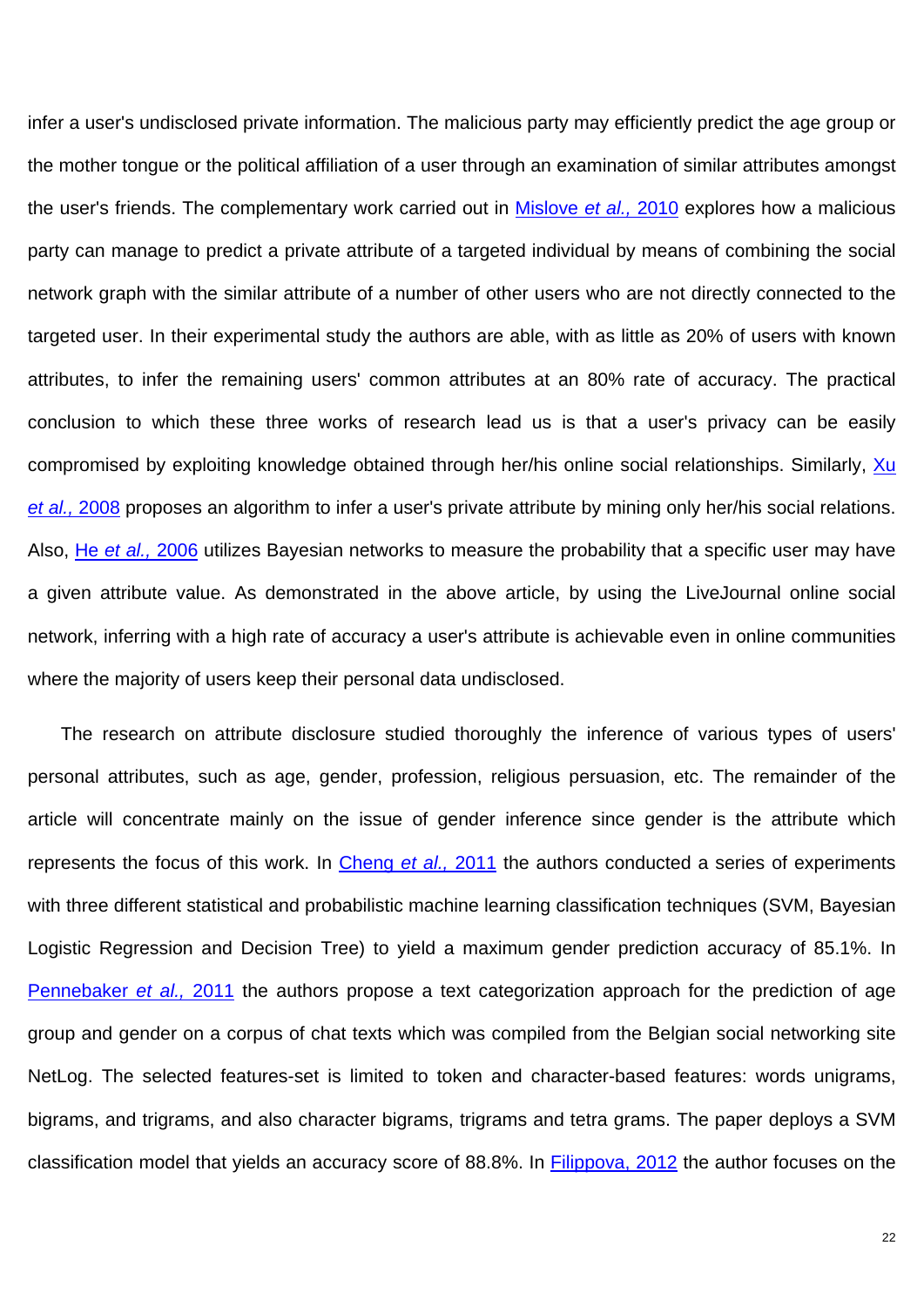infer a user's undisclosed private information. The malicious party may efficiently predict the age group or the mother tongue or the political affiliation of a user through an examination of similar attributes amongst the user's friends. The complementary work carried out in Mislove *et al.,* 2010 explores how a malicious party can manage to predict a private attribute of a targeted individual by means of combining the social network graph with the similar attribute of a number of other users who are not directly connected to the targeted user. In their experimental study the authors are able, with as little as 20% of users with known attributes, to infer the remaining users' common attributes at an 80% rate of accuracy. The practical conclusion to which these three works of research lead us is that a user's privacy can be easily compromised by exploiting knowledge obtained through her/his online social relationships. Similarly, Xu *et al.,* 2008 proposes an algorithm to infer a user's private attribute by mining only her/his social relations. Also, He *et al.,* 2006 utilizes Bayesian networks to measure the probability that a specific user may have a given attribute value. As demonstrated in the above article, by using the LiveJournal online social network, inferring with a high rate of accuracy a user's attribute is achievable even in online communities where the majority of users keep their personal data undisclosed.

The research on attribute disclosure studied thoroughly the inference of various types of users' personal attributes, such as age, gender, profession, religious persuasion, etc. The remainder of the article will concentrate mainly on the issue of gender inference since gender is the attribute which represents the focus of this work. In Cheng *et al.,* 2011 the authors conducted a series of experiments with three different statistical and probabilistic machine learning classification techniques (SVM, Bayesian Logistic Regression and Decision Tree) to yield a maximum gender prediction accuracy of 85.1%. In Pennebaker *et al.,* 2011 the authors propose a text categorization approach for the prediction of age group and gender on a corpus of chat texts which was compiled from the Belgian social networking site NetLog. The selected features-set is limited to token and character-based features: words unigrams, bigrams, and trigrams, and also character bigrams, trigrams and tetra grams. The paper deploys a SVM classification model that yields an accuracy score of 88.8%. In Filippova, 2012 the author focuses on the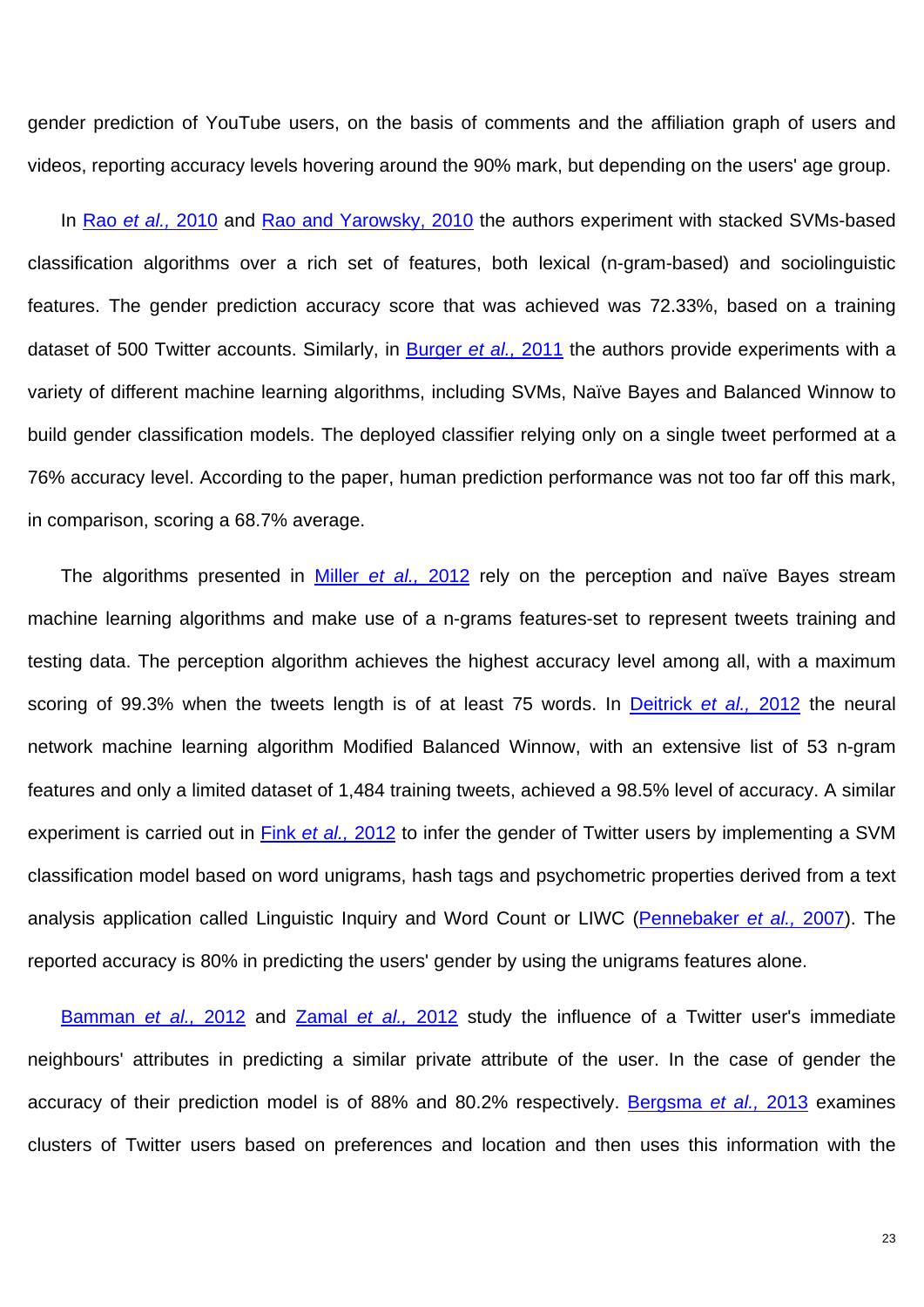gender prediction of YouTube users, on the basis of comments and the affiliation graph of users and videos, reporting accuracy levels hovering around the 90% mark, but depending on the users' age group.

In Rao *et al.,* 2010 and Rao and Yarowsky, 2010 the authors experiment with stacked SVMs-based classification algorithms over a rich set of features, both lexical (n-gram-based) and sociolinguistic features. The gender prediction accuracy score that was achieved was 72.33%, based on a training dataset of 500 Twitter accounts. Similarly, in Burger *et al.,* 2011 the authors provide experiments with a variety of different machine learning algorithms, including SVMs, Naïve Bayes and Balanced Winnow to build gender classification models. The deployed classifier relying only on a single tweet performed at a 76% accuracy level. According to the paper, human prediction performance was not too far off this mark, in comparison, scoring a 68.7% average.

The algorithms presented in Miller *et al.,* 2012 rely on the perception and naïve Bayes stream machine learning algorithms and make use of a n-grams features-set to represent tweets training and testing data. The perception algorithm achieves the highest accuracy level among all, with a maximum scoring of 99.3% when the tweets length is of at least 75 words. In Deitrick *et al.,* 2012 the neural network machine learning algorithm Modified Balanced Winnow, with an extensive list of 53 n-gram features and only a limited dataset of 1,484 training tweets, achieved a 98.5% level of accuracy. A similar experiment is carried out in Fink *et al.,* 2012 to infer the gender of Twitter users by implementing a SVM classification model based on word unigrams, hash tags and psychometric properties derived from a text analysis application called Linguistic Inquiry and Word Count or LIWC (Pennebaker *et al.,* 2007). The reported accuracy is 80% in predicting the users' gender by using the unigrams features alone.

Bamman *et al.,* 2012 and Zamal *et al.,* 2012 study the influence of a Twitter user's immediate neighbours' attributes in predicting a similar private attribute of the user. In the case of gender the accuracy of their prediction model is of 88% and 80.2% respectively. Bergsma *et al.,* 2013 examines clusters of Twitter users based on preferences and location and then uses this information with the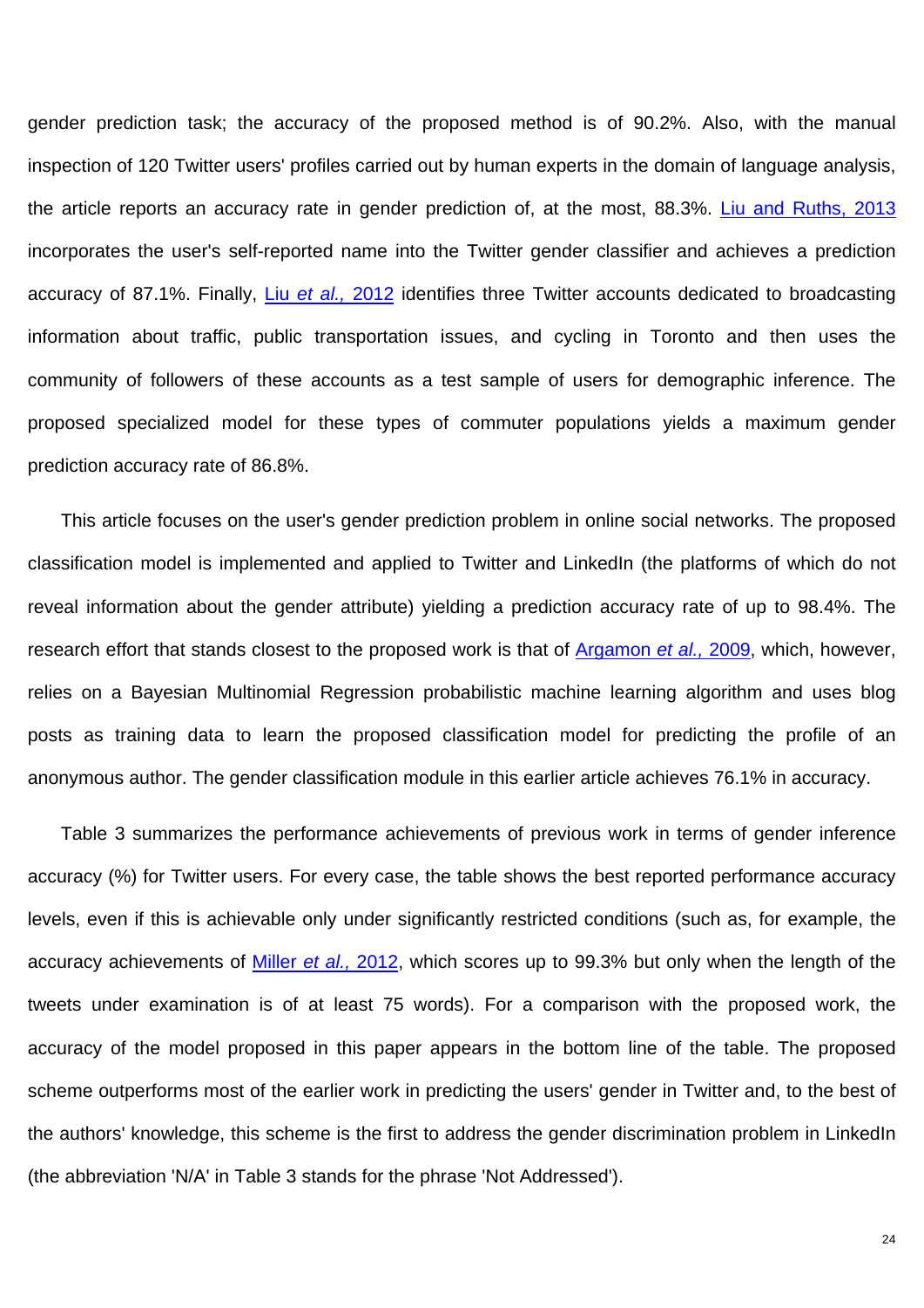gender prediction task; the accuracy of the proposed method is of 90.2%. Also, with the manual inspection of 120 Twitter users' profiles carried out by human experts in the domain of language analysis, the article reports an accuracy rate in gender prediction of, at the most, 88.3%. Liu and Ruths, 2013 incorporates the user's self-reported name into the Twitter gender classifier and achieves a prediction accuracy of 87.1%. Finally, Liu *et al.,* 2012 identifies three Twitter accounts dedicated to broadcasting information about traffic, public transportation issues, and cycling in Toronto and then uses the community of followers of these accounts as a test sample of users for demographic inference. The proposed specialized model for these types of commuter populations yields a maximum gender prediction accuracy rate of 86.8%.

This article focuses on the user's gender prediction problem in online social networks. The proposed classification model is implemented and applied to Twitter and LinkedIn (the platforms of which do not reveal information about the gender attribute) yielding a prediction accuracy rate of up to 98.4%. The research effort that stands closest to the proposed work is that of Argamon *et al.,* 2009, which, however, relies on a Bayesian Multinomial Regression probabilistic machine learning algorithm and uses blog posts as training data to learn the proposed classification model for predicting the profile of an anonymous author. The gender classification module in this earlier article achieves 76.1% in accuracy.

Table 3 summarizes the performance achievements of previous work in terms of gender inference accuracy (%) for Twitter users. For every case, the table shows the best reported performance accuracy levels, even if this is achievable only under significantly restricted conditions (such as, for example, the accuracy achievements of Miller *et al.,* 2012, which scores up to 99.3% but only when the length of the tweets under examination is of at least 75 words). For a comparison with the proposed work, the accuracy of the model proposed in this paper appears in the bottom line of the table. The proposed scheme outperforms most of the earlier work in predicting the users' gender in Twitter and, to the best of the authors' knowledge, this scheme is the first to address the gender discrimination problem in LinkedIn (the abbreviation 'N/A' in Table 3 stands for the phrase 'Not Addressed').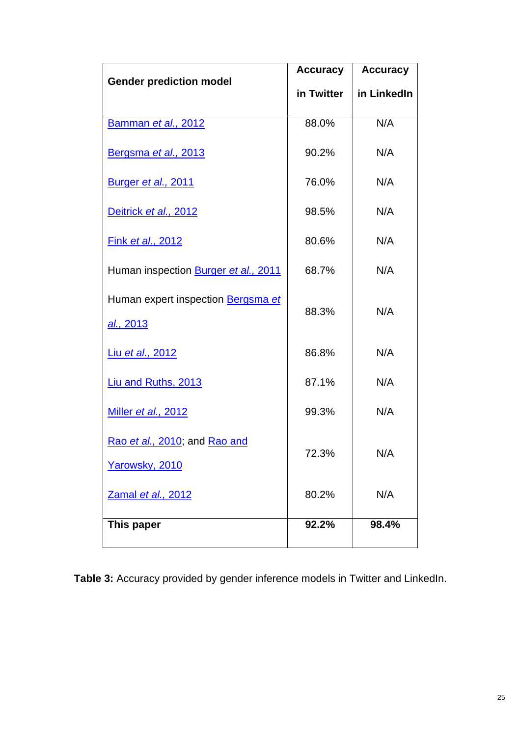| Gender prediction model | Accuracy in Twitter | Accuracy in LinkedIn |
|---|---|---|
| Bamman *et al.*, 2012 | 88.0% | N/A |
| Bergsma *et al.*, 2013 | 90.2% | N/A |
| Burger *et al.*, 2011 | 76.0% | N/A |
| Deitrick *et al.*, 2012 | 98.5% | N/A |
| Fink *et al.*, 2012 | 80.6% | N/A |
| Human inspection Burger *et al.*, 2011 | 68.7% | N/A |
| Human expert inspection Bergsma *et al.*, 2013 | 88.3% | N/A |
| Liu *et al.*, 2012 | 86.8% | N/A |
| Liu and Ruths, 2013 | 87.1% | N/A |
| Miller *et al.*, 2012 | 99.3% | N/A |
| Rao *et al.*, 2010; and Rao and Yarowsky, 2010 | 72.3% | N/A |
| Zamal *et al.*, 2012 | 80.2% | N/A |
| **This paper** | **92.2%** | **98.4%** |

**Table 3:** Accuracy provided by gender inference models in Twitter and LinkedIn.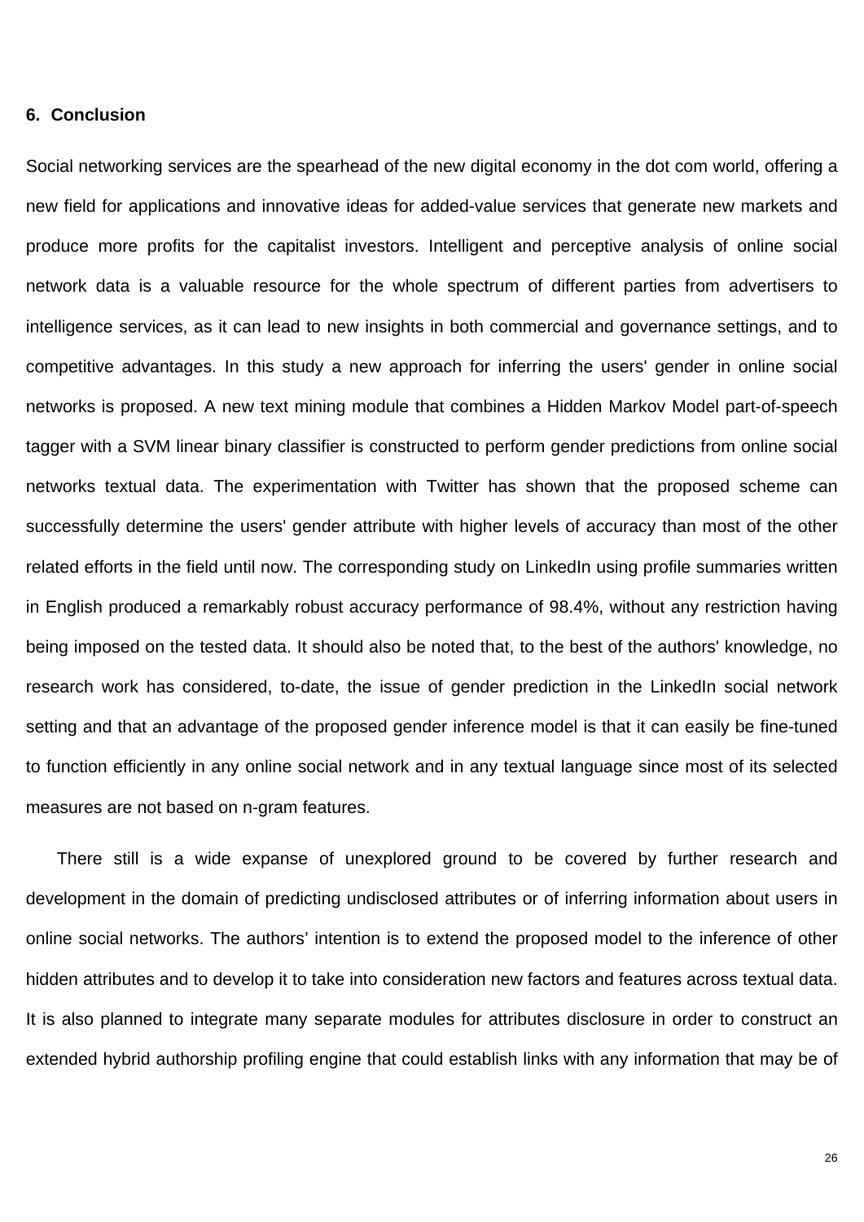## 6. Conclusion

Social networking services are the spearhead of the new digital economy in the dot com world, offering a new field for applications and innovative ideas for added-value services that generate new markets and produce more profits for the capitalist investors. Intelligent and perceptive analysis of online social network data is a valuable resource for the whole spectrum of different parties from advertisers to intelligence services, as it can lead to new insights in both commercial and governance settings, and to competitive advantages. In this study a new approach for inferring the users' gender in online social networks is proposed. A new text mining module that combines a Hidden Markov Model part-of-speech tagger with a SVM linear binary classifier is constructed to perform gender predictions from online social networks textual data. The experimentation with Twitter has shown that the proposed scheme can successfully determine the users' gender attribute with higher levels of accuracy than most of the other related efforts in the field until now. The corresponding study on LinkedIn using profile summaries written in English produced a remarkably robust accuracy performance of 98.4%, without any restriction having being imposed on the tested data. It should also be noted that, to the best of the authors' knowledge, no research work has considered, to-date, the issue of gender prediction in the LinkedIn social network setting and that an advantage of the proposed gender inference model is that it can easily be fine-tuned to function efficiently in any online social network and in any textual language since most of its selected measures are not based on n-gram features.

There still is a wide expanse of unexplored ground to be covered by further research and development in the domain of predicting undisclosed attributes or of inferring information about users in online social networks. The authors' intention is to extend the proposed model to the inference of other hidden attributes and to develop it to take into consideration new factors and features across textual data. It is also planned to integrate many separate modules for attributes disclosure in order to construct an extended hybrid authorship profiling engine that could establish links with any information that may be of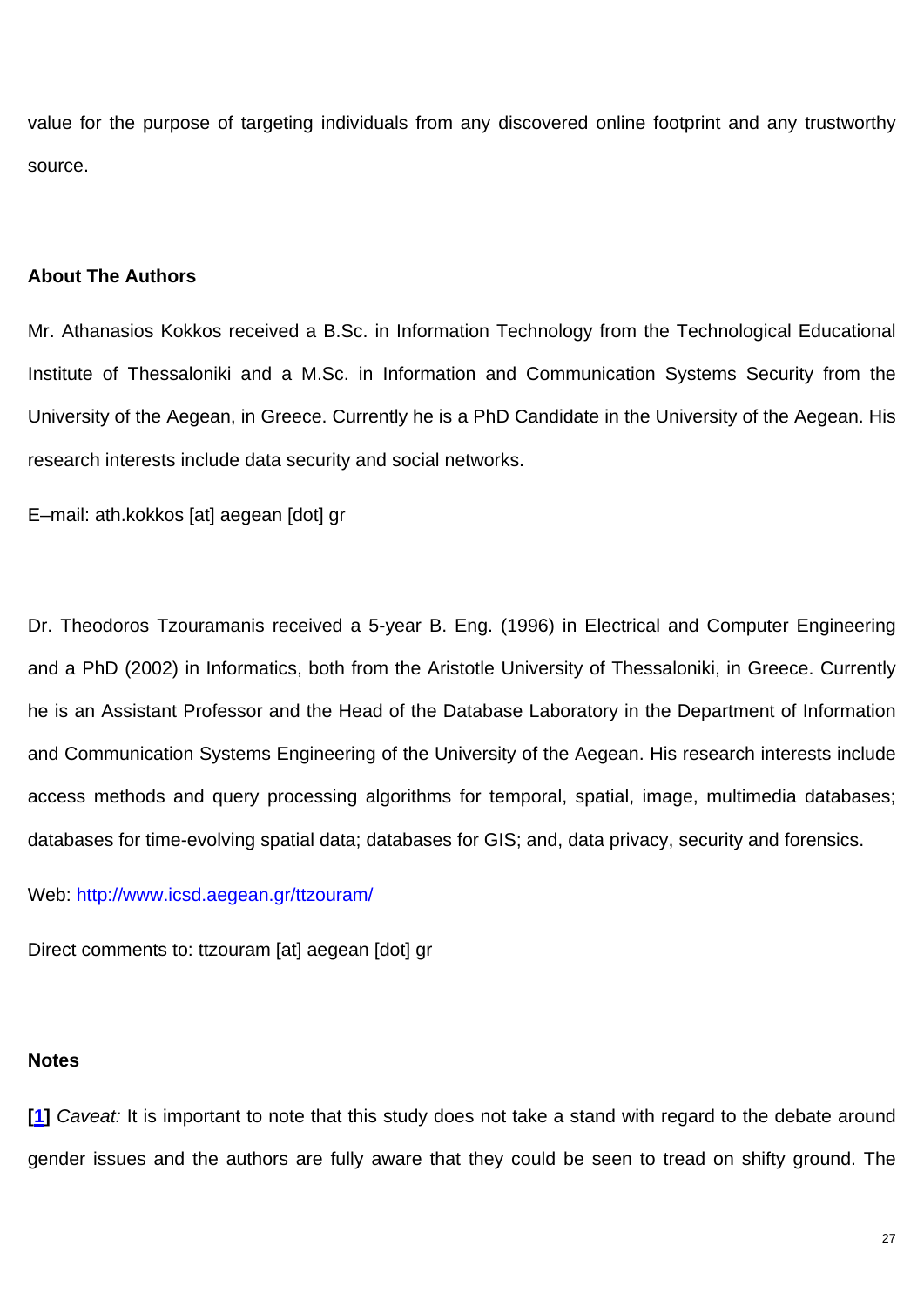value for the purpose of targeting individuals from any discovered online footprint and any trustworthy source.

## About The Authors

Mr. Athanasios Kokkos received a B.Sc. in Information Technology from the Technological Educational Institute of Thessaloniki and a M.Sc. in Information and Communication Systems Security from the University of the Aegean, in Greece. Currently he is a PhD Candidate in the University of the Aegean. His research interests include data security and social networks.

E–mail: ath.kokkos [at] aegean [dot] gr

Dr. Theodoros Tzouramanis received a 5-year B. Eng. (1996) in Electrical and Computer Engineering and a PhD (2002) in Informatics, both from the Aristotle University of Thessaloniki, in Greece. Currently he is an Assistant Professor and the Head of the Database Laboratory in the Department of Information and Communication Systems Engineering of the University of the Aegean. His research interests include access methods and query processing algorithms for temporal, spatial, image, multimedia databases; databases for time-evolving spatial data; databases for GIS; and, data privacy, security and forensics.

Web: [http://www.icsd.aegean.gr/ttzouram/](http://www.icsd.aegean.gr/ttzouram/)

Direct comments to: ttzouram [at] aegean [dot] gr

## Notes

**[1]** *Caveat:* It is important to note that this study does not take a stand with regard to the debate around gender issues and the authors are fully aware that they could be seen to tread on shifty ground. The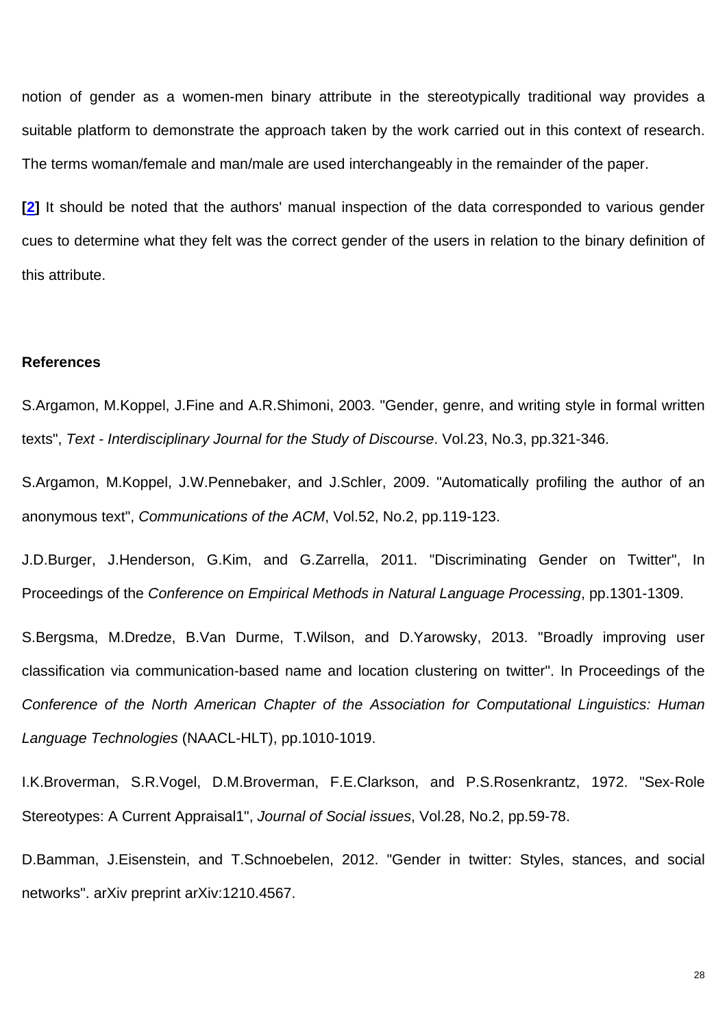notion of gender as a women-men binary attribute in the stereotypically traditional way provides a suitable platform to demonstrate the approach taken by the work carried out in this context of research. The terms woman/female and man/male are used interchangeably in the remainder of the paper.

**[2]** It should be noted that the authors' manual inspection of the data corresponded to various gender cues to determine what they felt was the correct gender of the users in relation to the binary definition of this attribute.

**References**

S.Argamon, M.Koppel, J.Fine and A.R.Shimoni, 2003. "Gender, genre, and writing style in formal written texts", *Text - Interdisciplinary Journal for the Study of Discourse*. Vol.23, No.3, pp.321-346.

S.Argamon, M.Koppel, J.W.Pennebaker, and J.Schler, 2009. "Automatically profiling the author of an anonymous text", *Communications of the ACM*, Vol.52, No.2, pp.119-123.

J.D.Burger, J.Henderson, G.Kim, and G.Zarrella, 2011. "Discriminating Gender on Twitter", In Proceedings of the *Conference on Empirical Methods in Natural Language Processing*, pp.1301-1309.

S.Bergsma, M.Dredze, B.Van Durme, T.Wilson, and D.Yarowsky, 2013. "Broadly improving user classification via communication-based name and location clustering on twitter". In Proceedings of the *Conference of the North American Chapter of the Association for Computational Linguistics: Human Language Technologies* (NAACL-HLT), pp.1010-1019.

I.K.Broverman, S.R.Vogel, D.M.Broverman, F.E.Clarkson, and P.S.Rosenkrantz, 1972. "Sex-Role Stereotypes: A Current Appraisal1", *Journal of Social issues*, Vol.28, No.2, pp.59-78.

D.Bamman, J.Eisenstein, and T.Schnoebelen, 2012. "Gender in twitter: Styles, stances, and social networks". arXiv preprint arXiv:1210.4567.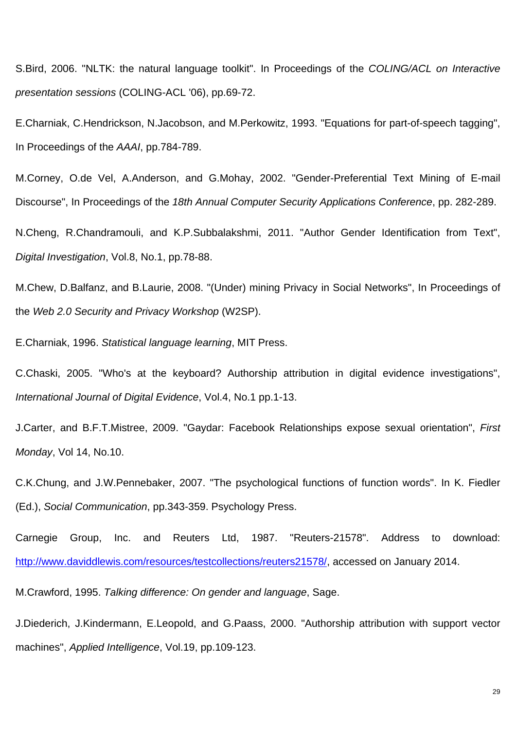S.Bird, 2006. "NLTK: the natural language toolkit". In Proceedings of the *COLING/ACL on Interactive presentation sessions* (COLING-ACL '06), pp.69-72.

E.Charniak, C.Hendrickson, N.Jacobson, and M.Perkowitz, 1993. "Equations for part-of-speech tagging", In Proceedings of the *AAAI*, pp.784-789.

M.Corney, O.de Vel, A.Anderson, and G.Mohay, 2002. "Gender-Preferential Text Mining of E-mail Discourse", In Proceedings of the *18th Annual Computer Security Applications Conference*, pp. 282-289.

N.Cheng, R.Chandramouli, and K.P.Subbalakshmi, 2011. "Author Gender Identification from Text", *Digital Investigation*, Vol.8, No.1, pp.78-88.

M.Chew, D.Balfanz, and B.Laurie, 2008. "(Under) mining Privacy in Social Networks", In Proceedings of the *Web 2.0 Security and Privacy Workshop* (W2SP).

E.Charniak, 1996. *Statistical language learning*, MIT Press.

C.Chaski, 2005. "Who's at the keyboard? Authorship attribution in digital evidence investigations", *International Journal of Digital Evidence*, Vol.4, No.1 pp.1-13.

J.Carter, and B.F.T.Mistree, 2009. "Gaydar: Facebook Relationships expose sexual orientation", *First Monday*, Vol 14, No.10.

C.K.Chung, and J.W.Pennebaker, 2007. "The psychological functions of function words". In K. Fiedler (Ed.), *Social Communication*, pp.343-359. Psychology Press.

Carnegie Group, Inc. and Reuters Ltd, 1987. "Reuters-21578". Address to download: http://www.daviddlewis.com/resources/testcollections/reuters21578/, accessed on January 2014.

M.Crawford, 1995. *Talking difference: On gender and language*, Sage.

J.Diederich, J.Kindermann, E.Leopold, and G.Paass, 2000. "Authorship attribution with support vector machines", *Applied Intelligence*, Vol.19, pp.109-123.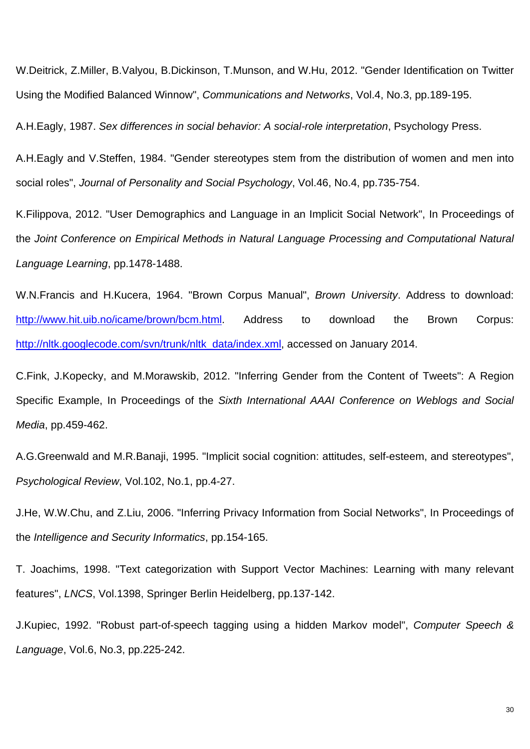W.Deitrick, Z.Miller, B.Valyou, B.Dickinson, T.Munson, and W.Hu, 2012. "Gender Identification on Twitter Using the Modified Balanced Winnow", *Communications and Networks*, Vol.4, No.3, pp.189-195.

A.H.Eagly, 1987. *Sex differences in social behavior: A social-role interpretation*, Psychology Press.

A.H.Eagly and V.Steffen, 1984. "Gender stereotypes stem from the distribution of women and men into social roles", *Journal of Personality and Social Psychology*, Vol.46, No.4, pp.735-754.

K.Filippova, 2012. "User Demographics and Language in an Implicit Social Network", In Proceedings of the *Joint Conference on Empirical Methods in Natural Language Processing and Computational Natural Language Learning*, pp.1478-1488.

W.N.Francis and H.Kucera, 1964. "Brown Corpus Manual", *Brown University*. Address to download: http://www.hit.uib.no/icame/brown/bcm.html. Address to download the Brown Corpus: http://nltk.googlecode.com/svn/trunk/nltk_data/index.xml, accessed on January 2014.

C.Fink, J.Kopecky, and M.Morawskib, 2012. "Inferring Gender from the Content of Tweets": A Region Specific Example, In Proceedings of the *Sixth International AAAI Conference on Weblogs and Social Media*, pp.459-462.

A.G.Greenwald and M.R.Banaji, 1995. "Implicit social cognition: attitudes, self-esteem, and stereotypes", *Psychological Review*, Vol.102, No.1, pp.4-27.

J.He, W.W.Chu, and Z.Liu, 2006. "Inferring Privacy Information from Social Networks", In Proceedings of the *Intelligence and Security Informatics*, pp.154-165.

T. Joachims, 1998. "Text categorization with Support Vector Machines: Learning with many relevant features", *LNCS*, Vol.1398, Springer Berlin Heidelberg, pp.137-142.

J.Kupiec, 1992. "Robust part-of-speech tagging using a hidden Markov model", *Computer Speech & Language*, Vol.6, No.3, pp.225-242.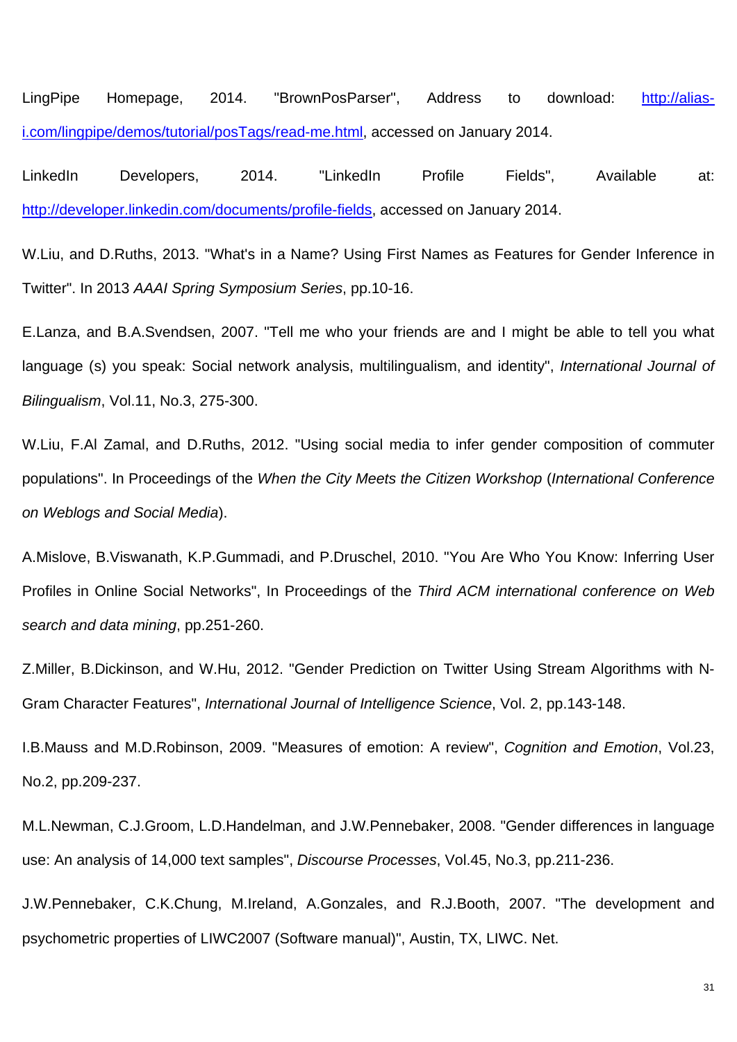LingPipe Homepage, 2014. "BrownPosParser", Address to download: [http://alias-i.com/lingpipe/demos/tutorial/posTags/read-me.html](http://alias-i.com/lingpipe/demos/tutorial/posTags/read-me.html), accessed on January 2014.

LinkedIn Developers, 2014. "LinkedIn Profile Fields", Available at: [http://developer.linkedin.com/documents/profile-fields](http://developer.linkedin.com/documents/profile-fields), accessed on January 2014.

W.Liu, and D.Ruths, 2013. "What's in a Name? Using First Names as Features for Gender Inference in Twitter". In 2013 *AAAI Spring Symposium Series*, pp.10-16.

E.Lanza, and B.A.Svendsen, 2007. "Tell me who your friends are and I might be able to tell you what language (s) you speak: Social network analysis, multilingualism, and identity", *International Journal of Bilingualism*, Vol.11, No.3, 275-300.

W.Liu, F.Al Zamal, and D.Ruths, 2012. "Using social media to infer gender composition of commuter populations". In Proceedings of the *When the City Meets the Citizen Workshop* (*International Conference on Weblogs and Social Media*).

A.Mislove, B.Viswanath, K.P.Gummadi, and P.Druschel, 2010. "You Are Who You Know: Inferring User Profiles in Online Social Networks", In Proceedings of the *Third ACM international conference on Web search and data mining*, pp.251-260.

Z.Miller, B.Dickinson, and W.Hu, 2012. "Gender Prediction on Twitter Using Stream Algorithms with N-Gram Character Features", *International Journal of Intelligence Science*, Vol. 2, pp.143-148.

I.B.Mauss and M.D.Robinson, 2009. "Measures of emotion: A review", *Cognition and Emotion*, Vol.23, No.2, pp.209-237.

M.L.Newman, C.J.Groom, L.D.Handelman, and J.W.Pennebaker, 2008. "Gender differences in language use: An analysis of 14,000 text samples", *Discourse Processes*, Vol.45, No.3, pp.211-236.

J.W.Pennebaker, C.K.Chung, M.Ireland, A.Gonzales, and R.J.Booth, 2007. "The development and psychometric properties of LIWC2007 (Software manual)", Austin, TX, LIWC. Net.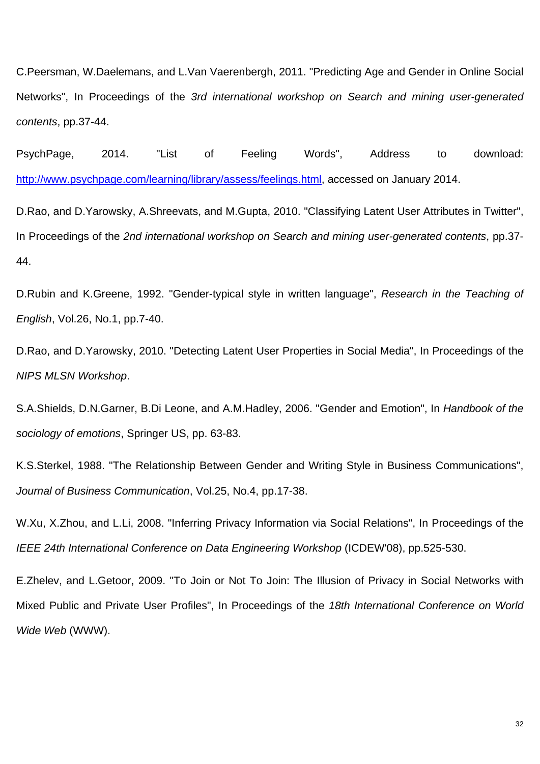C.Peersman, W.Daelemans, and L.Van Vaerenbergh, 2011. "Predicting Age and Gender in Online Social Networks", In Proceedings of the *3rd international workshop on Search and mining user-generated contents*, pp.37-44.

PsychPage, 2014. "List of Feeling Words", Address to download: http://www.psychpage.com/learning/library/assess/feelings.html, accessed on January 2014.

D.Rao, and D.Yarowsky, A.Shreevats, and M.Gupta, 2010. "Classifying Latent User Attributes in Twitter", In Proceedings of the *2nd international workshop on Search and mining user-generated contents*, pp.37-44.

D.Rubin and K.Greene, 1992. "Gender-typical style in written language", *Research in the Teaching of English*, Vol.26, No.1, pp.7-40.

D.Rao, and D.Yarowsky, 2010. "Detecting Latent User Properties in Social Media", In Proceedings of the *NIPS MLSN Workshop*.

S.A.Shields, D.N.Garner, B.Di Leone, and A.M.Hadley, 2006. "Gender and Emotion", In *Handbook of the sociology of emotions*, Springer US, pp. 63-83.

K.S.Sterkel, 1988. "The Relationship Between Gender and Writing Style in Business Communications", *Journal of Business Communication*, Vol.25, No.4, pp.17-38.

W.Xu, X.Zhou, and L.Li, 2008. "Inferring Privacy Information via Social Relations", In Proceedings of the *IEEE 24th International Conference on Data Engineering Workshop* (ICDEW'08), pp.525-530.

E.Zhelev, and L.Getoor, 2009. "To Join or Not To Join: The Illusion of Privacy in Social Networks with Mixed Public and Private User Profiles", In Proceedings of the *18th International Conference on World Wide Web* (WWW).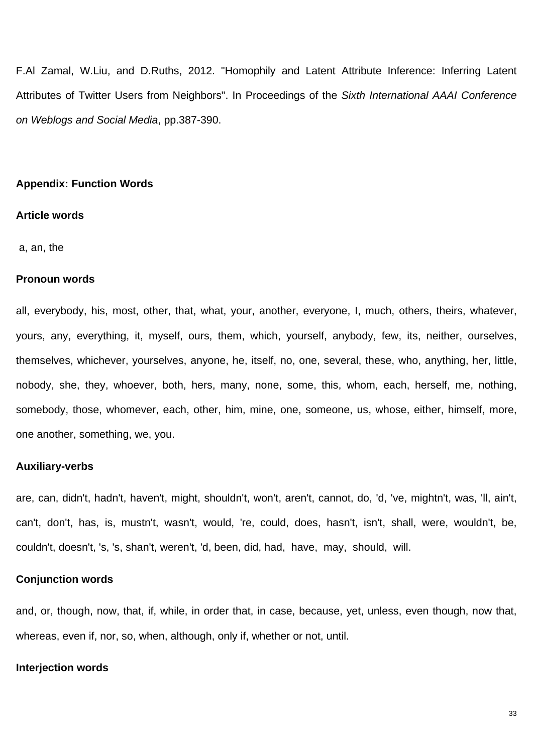F.Al Zamal, W.Liu, and D.Ruths, 2012. "Homophily and Latent Attribute Inference: Inferring Latent Attributes of Twitter Users from Neighbors". In Proceedings of the *Sixth International AAAI Conference on Weblogs and Social Media*, pp.387-390.

**Appendix: Function Words**

**Article words**

a, an, the

**Pronoun words**

all, everybody, his, most, other, that, what, your, another, everyone, I, much, others, theirs, whatever, yours, any, everything, it, myself, ours, them, which, yourself, anybody, few, its, neither, ourselves, themselves, whichever, yourselves, anyone, he, itself, no, one, several, these, who, anything, her, little, nobody, she, they, whoever, both, hers, many, none, some, this, whom, each, herself, me, nothing, somebody, those, whomever, each, other, him, mine, one, someone, us, whose, either, himself, more, one another, something, we, you.

**Auxiliary-verbs**

are, can, didn't, hadn't, haven't, might, shouldn't, won't, aren't, cannot, do, 'd, 've, mightn't, was, 'll, ain't, can't, don't, has, is, mustn't, wasn't, would, 're, could, does, hasn't, isn't, shall, were, wouldn't, be, couldn't, doesn't, 's, 's, shan't, weren't, 'd, been, did, had, have, may, should, will.

**Conjunction words**

and, or, though, now, that, if, while, in order that, in case, because, yet, unless, even though, now that, whereas, even if, nor, so, when, although, only if, whether or not, until.

**Interjection words**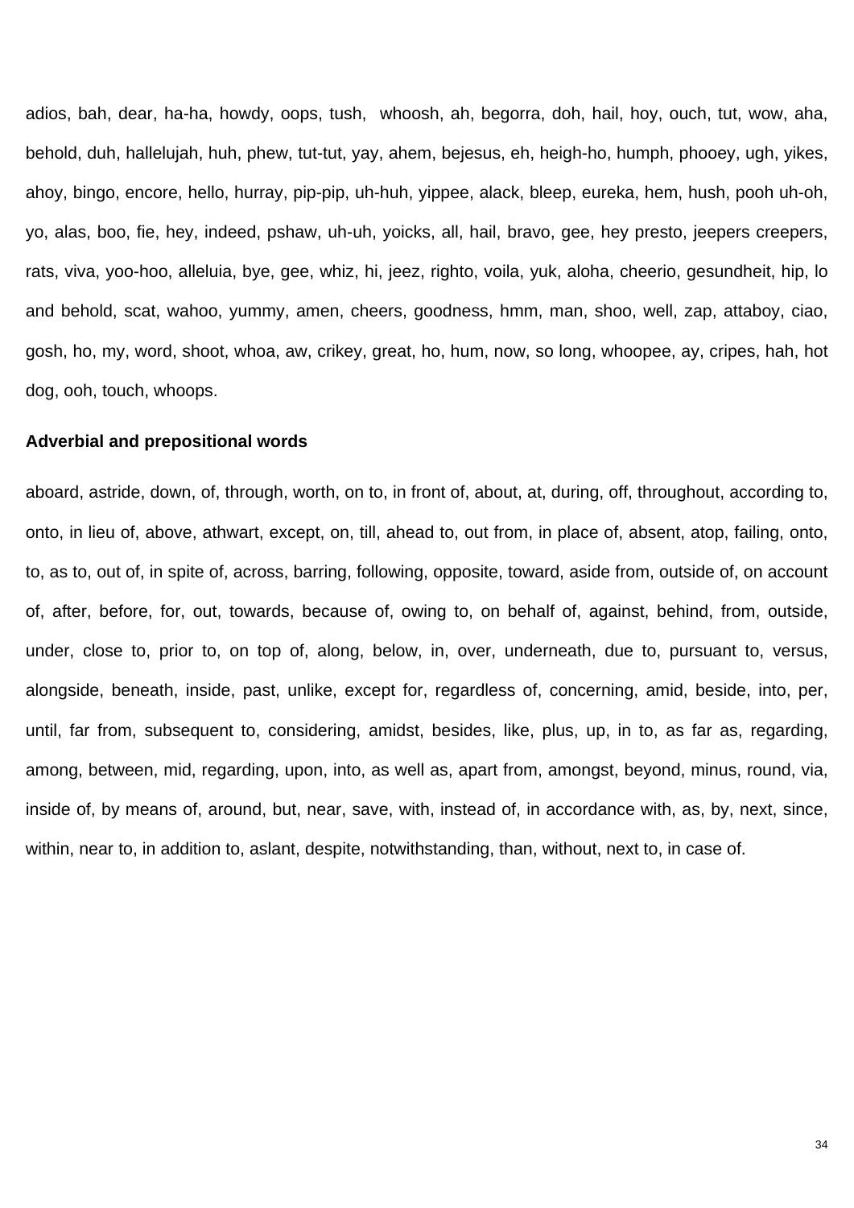adios, bah, dear, ha-ha, howdy, oops, tush, whoosh, ah, begorra, doh, hail, hoy, ouch, tut, wow, aha, behold, duh, hallelujah, huh, phew, tut-tut, yay, ahem, bejesus, eh, heigh-ho, humph, phooey, ugh, yikes, ahoy, bingo, encore, hello, hurray, pip-pip, uh-huh, yippee, alack, bleep, eureka, hem, hush, pooh uh-oh, yo, alas, boo, fie, hey, indeed, pshaw, uh-uh, yoicks, all, hail, bravo, gee, hey presto, jeepers creepers, rats, viva, yoo-hoo, alleluia, bye, gee, whiz, hi, jeez, righto, voila, yuk, aloha, cheerio, gesundheit, hip, lo and behold, scat, wahoo, yummy, amen, cheers, goodness, hmm, man, shoo, well, zap, attaboy, ciao, gosh, ho, my, word, shoot, whoa, aw, crikey, great, ho, hum, now, so long, whoopee, ay, cripes, hah, hot dog, ooh, touch, whoops.

**Adverbial and prepositional words**

aboard, astride, down, of, through, worth, on to, in front of, about, at, during, off, throughout, according to, onto, in lieu of, above, athwart, except, on, till, ahead to, out from, in place of, absent, atop, failing, onto, to, as to, out of, in spite of, across, barring, following, opposite, toward, aside from, outside of, on account of, after, before, for, out, towards, because of, owing to, on behalf of, against, behind, from, outside, under, close to, prior to, on top of, along, below, in, over, underneath, due to, pursuant to, versus, alongside, beneath, inside, past, unlike, except for, regardless of, concerning, amid, beside, into, per, until, far from, subsequent to, considering, amidst, besides, like, plus, up, in to, as far as, regarding, among, between, mid, regarding, upon, into, as well as, apart from, amongst, beyond, minus, round, via, inside of, by means of, around, but, near, save, with, instead of, in accordance with, as, by, next, since, within, near to, in addition to, aslant, despite, notwithstanding, than, without, next to, in case of.